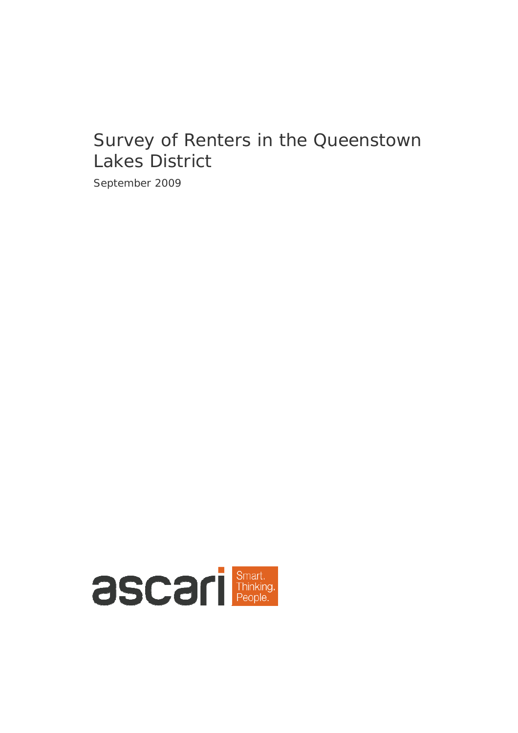# Survey of Renters in the Queenstown Lakes District

September 2009

ascari Smart. Thinking. People.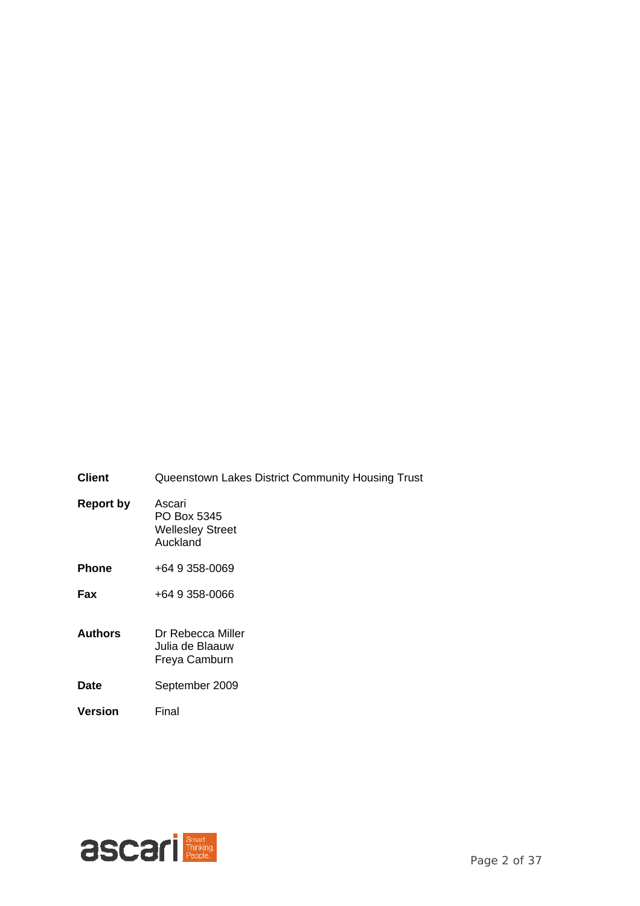| | |
|---|---|
| **Client** | Queenstown Lakes District Community Housing Trust |
| **Report by** | Ascari<br>PO Box 5345<br>Wellesley Street<br>Auckland |
| **Phone** | +64 9 358-0069 |
| **Fax** | +64 9 358-0066 |
| **Authors** | Dr Rebecca Miller<br>Julia de Blaauw<br>Freya Camburn |
| **Date** | September 2009 |
| **Version** | Final |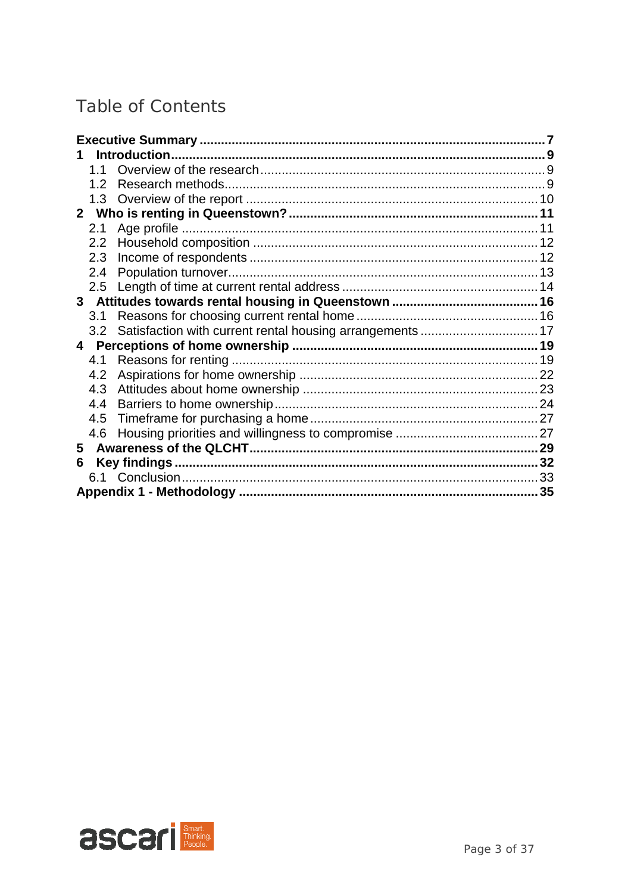# Table of Contents

**Executive Summary** ..... **7**

**1 Introduction** ..... **9**

- 1.1 Overview of the research ..... 9
- 1.2 Research methods ..... 9
- 1.3 Overview of the report ..... 10

**2 Who is renting in Queenstown?** ..... **11**

- 2.1 Age profile ..... 11
- 2.2 Household composition ..... 12
- 2.3 Income of respondents ..... 12
- 2.4 Population turnover ..... 13
- 2.5 Length of time at current rental address ..... 14

**3 Attitudes towards rental housing in Queenstown** ..... **16**

- 3.1 Reasons for choosing current rental home ..... 16
- 3.2 Satisfaction with current rental housing arrangements ..... 17

**4 Perceptions of home ownership** ..... **19**

- 4.1 Reasons for renting ..... 19
- 4.2 Aspirations for home ownership ..... 22
- 4.3 Attitudes about home ownership ..... 23
- 4.4 Barriers to home ownership ..... 24
- 4.5 Timeframe for purchasing a home ..... 27
- 4.6 Housing priorities and willingness to compromise ..... 27

**5 Awareness of the QLCHT** ..... **29**

**6 Key findings** ..... **32**

- 6.1 Conclusion ..... 33

**Appendix 1 - Methodology** ..... **35**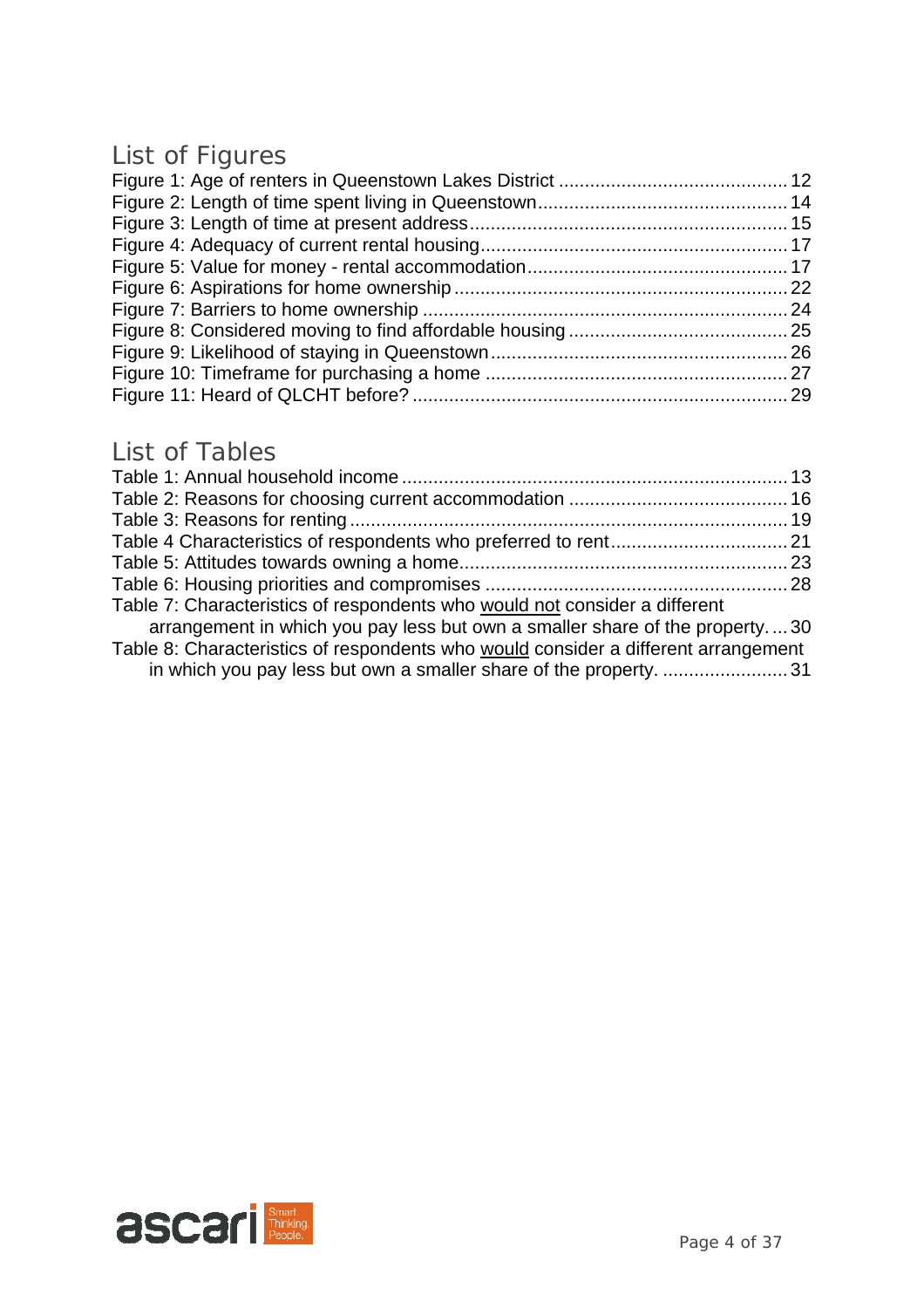## List of Figures

Figure 1: Age of renters in Queenstown Lakes District ........................................... 12
Figure 2: Length of time spent living in Queenstown ................................................ 14
Figure 3: Length of time at present address ............................................................ 15
Figure 4: Adequacy of current rental housing ........................................................... 17
Figure 5: Value for money - rental accommodation .................................................. 17
Figure 6: Aspirations for home ownership ................................................................ 22
Figure 7: Barriers to home ownership ...................................................................... 24
Figure 8: Considered moving to find affordable housing .......................................... 25
Figure 9: Likelihood of staying in Queenstown ......................................................... 26
Figure 10: Timeframe for purchasing a home .......................................................... 27
Figure 11: Heard of QLCHT before? ........................................................................ 29

## List of Tables

Table 1: Annual household income ......................................................................... 13
Table 2: Reasons for choosing current accommodation .......................................... 16
Table 3: Reasons for renting .................................................................................... 19
Table 4 Characteristics of respondents who preferred to rent.................................. 21
Table 5: Attitudes towards owning a home ............................................................... 23
Table 6: Housing priorities and compromises .......................................................... 28
Table 7: Characteristics of respondents who would not consider a different arrangement in which you pay less but own a smaller share of the property. ... 30
Table 8: Characteristics of respondents who would consider a different arrangement in which you pay less but own a smaller share of the property. ........................ 31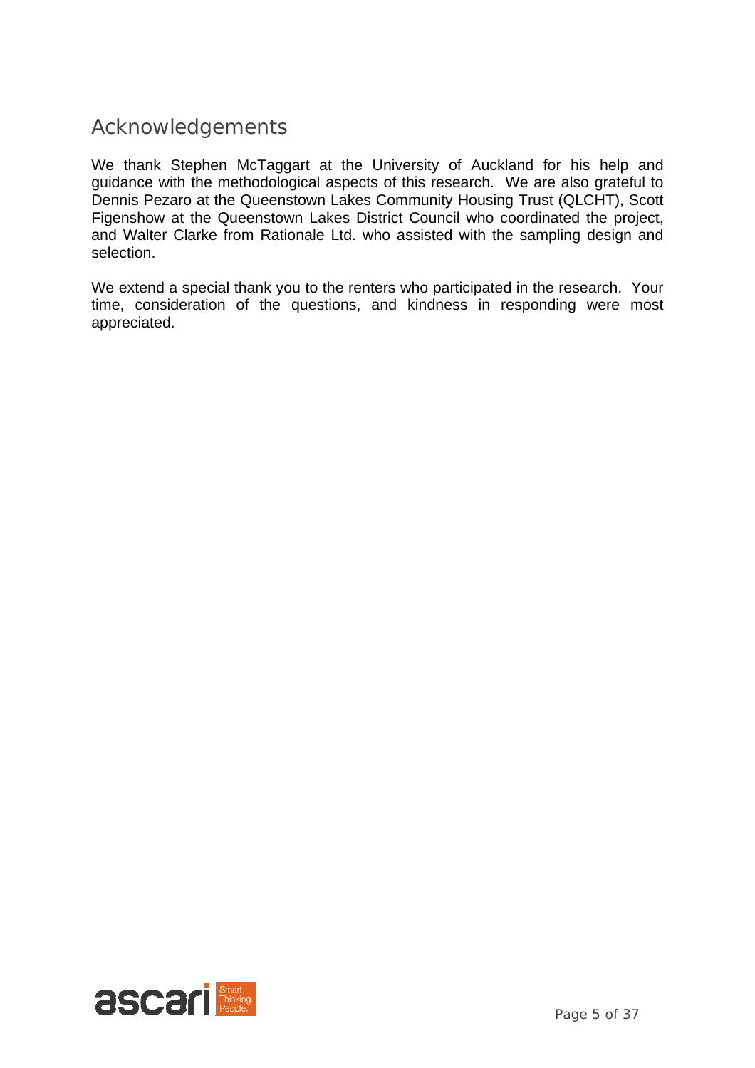## Acknowledgements

We thank Stephen McTaggart at the University of Auckland for his help and guidance with the methodological aspects of this research. We are also grateful to Dennis Pezaro at the Queenstown Lakes Community Housing Trust (QLCHT), Scott Figenshow at the Queenstown Lakes District Council who coordinated the project, and Walter Clarke from Rationale Ltd. who assisted with the sampling design and selection.

We extend a special thank you to the renters who participated in the research. Your time, consideration of the questions, and kindness in responding were most appreciated.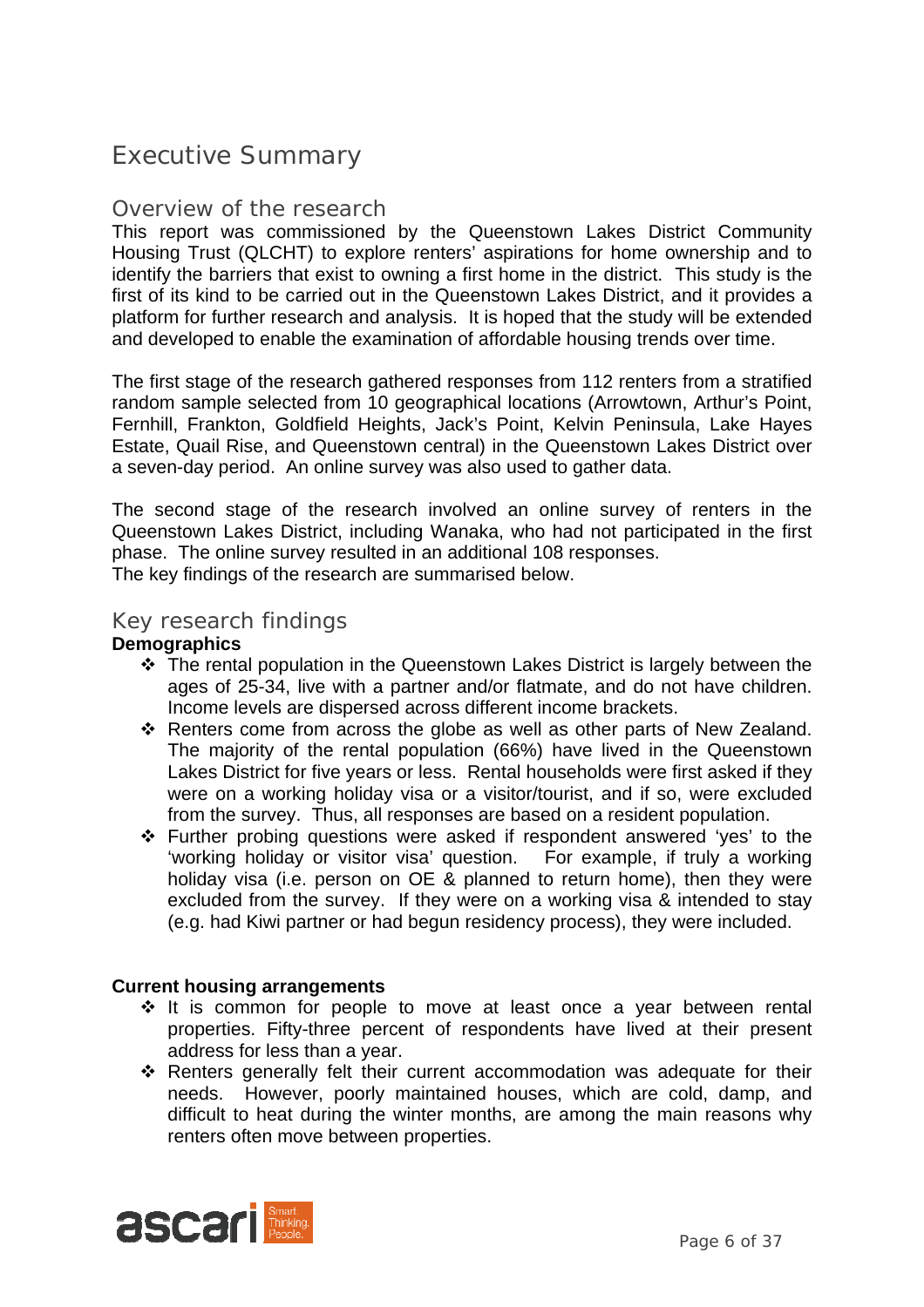# Executive Summary

## Overview of the research

This report was commissioned by the Queenstown Lakes District Community Housing Trust (QLCHT) to explore renters' aspirations for home ownership and to identify the barriers that exist to owning a first home in the district. This study is the first of its kind to be carried out in the Queenstown Lakes District, and it provides a platform for further research and analysis. It is hoped that the study will be extended and developed to enable the examination of affordable housing trends over time.

The first stage of the research gathered responses from 112 renters from a stratified random sample selected from 10 geographical locations (Arrowtown, Arthur's Point, Fernhill, Frankton, Goldfield Heights, Jack's Point, Kelvin Peninsula, Lake Hayes Estate, Quail Rise, and Queenstown central) in the Queenstown Lakes District over a seven-day period. An online survey was also used to gather data.

The second stage of the research involved an online survey of renters in the Queenstown Lakes District, including Wanaka, who had not participated in the first phase. The online survey resulted in an additional 108 responses.
The key findings of the research are summarised below.

## Key research findings

**Demographics**

- The rental population in the Queenstown Lakes District is largely between the ages of 25-34, live with a partner and/or flatmate, and do not have children. Income levels are dispersed across different income brackets.
- Renters come from across the globe as well as other parts of New Zealand. The majority of the rental population (66%) have lived in the Queenstown Lakes District for five years or less. Rental households were first asked if they were on a working holiday visa or a visitor/tourist, and if so, were excluded from the survey. Thus, all responses are based on a resident population.
- Further probing questions were asked if respondent answered 'yes' to the 'working holiday or visitor visa' question. For example, if truly a working holiday visa (i.e. person on OE & planned to return home), then they were excluded from the survey. If they were on a working visa & intended to stay (e.g. had Kiwi partner or had begun residency process), they were included.

**Current housing arrangements**

- It is common for people to move at least once a year between rental properties. Fifty-three percent of respondents have lived at their present address for less than a year.
- Renters generally felt their current accommodation was adequate for their needs. However, poorly maintained houses, which are cold, damp, and difficult to heat during the winter months, are among the main reasons why renters often move between properties.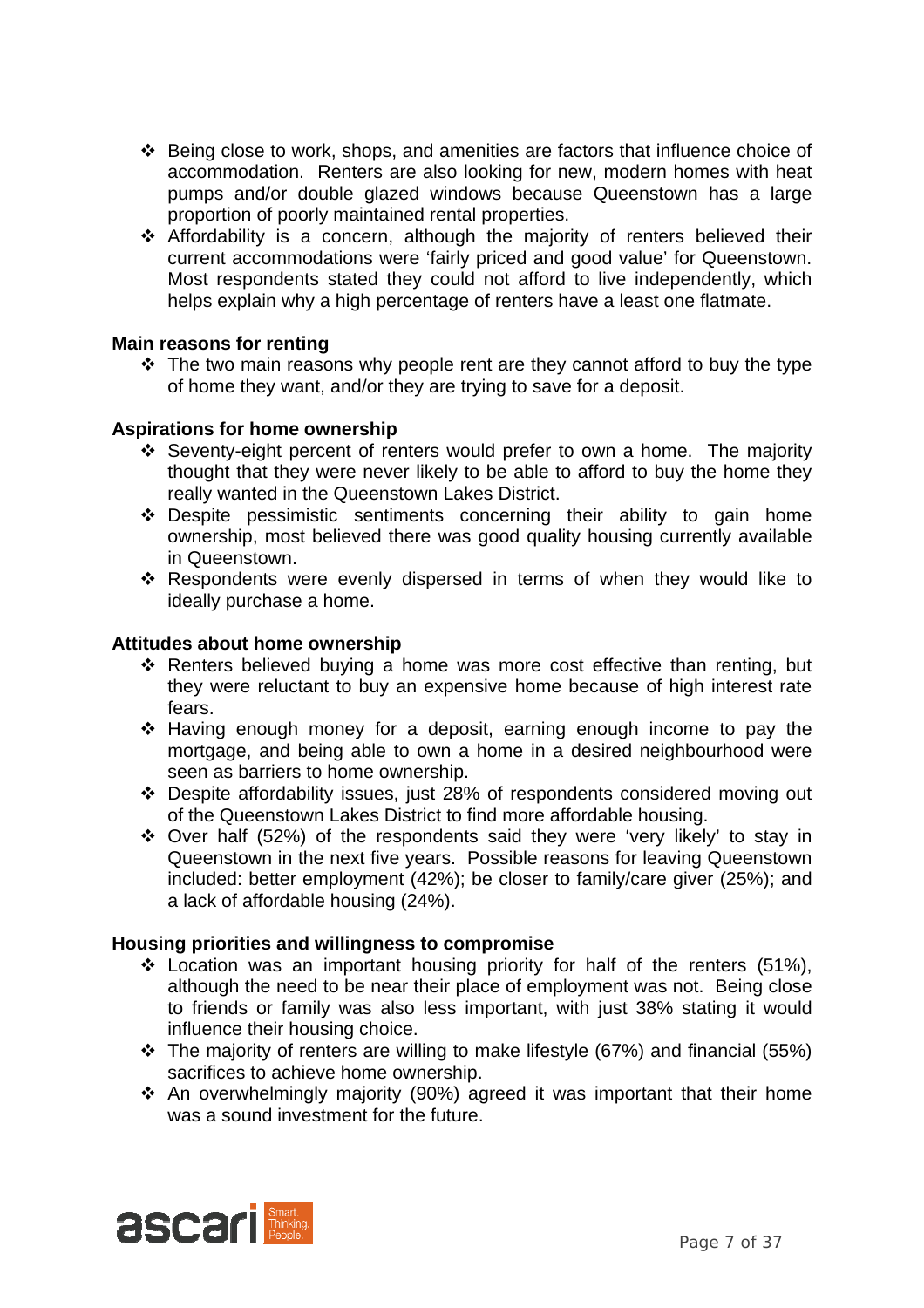- Being close to work, shops, and amenities are factors that influence choice of accommodation. Renters are also looking for new, modern homes with heat pumps and/or double glazed windows because Queenstown has a large proportion of poorly maintained rental properties.
- Affordability is a concern, although the majority of renters believed their current accommodations were 'fairly priced and good value' for Queenstown. Most respondents stated they could not afford to live independently, which helps explain why a high percentage of renters have a least one flatmate.

**Main reasons for renting**

- The two main reasons why people rent are they cannot afford to buy the type of home they want, and/or they are trying to save for a deposit.

**Aspirations for home ownership**

- Seventy-eight percent of renters would prefer to own a home. The majority thought that they were never likely to be able to afford to buy the home they really wanted in the Queenstown Lakes District.
- Despite pessimistic sentiments concerning their ability to gain home ownership, most believed there was good quality housing currently available in Queenstown.
- Respondents were evenly dispersed in terms of when they would like to ideally purchase a home.

**Attitudes about home ownership**

- Renters believed buying a home was more cost effective than renting, but they were reluctant to buy an expensive home because of high interest rate fears.
- Having enough money for a deposit, earning enough income to pay the mortgage, and being able to own a home in a desired neighbourhood were seen as barriers to home ownership.
- Despite affordability issues, just 28% of respondents considered moving out of the Queenstown Lakes District to find more affordable housing.
- Over half (52%) of the respondents said they were 'very likely' to stay in Queenstown in the next five years. Possible reasons for leaving Queenstown included: better employment (42%); be closer to family/care giver (25%); and a lack of affordable housing (24%).

**Housing priorities and willingness to compromise**

- Location was an important housing priority for half of the renters (51%), although the need to be near their place of employment was not. Being close to friends or family was also less important, with just 38% stating it would influence their housing choice.
- The majority of renters are willing to make lifestyle (67%) and financial (55%) sacrifices to achieve home ownership.
- An overwhelmingly majority (90%) agreed it was important that their home was a sound investment for the future.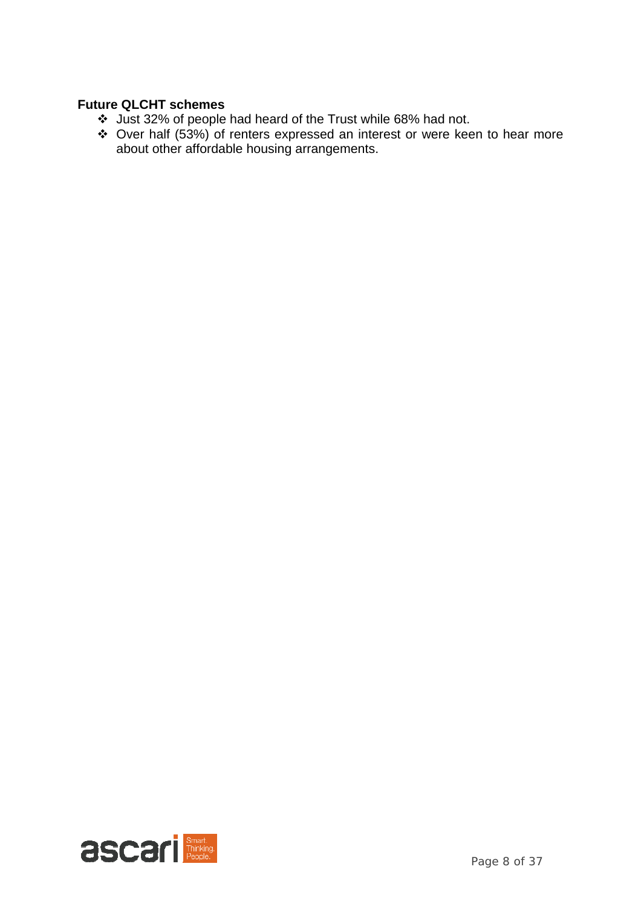**Future QLCHT schemes**

- Just 32% of people had heard of the Trust while 68% had not.
- Over half (53%) of renters expressed an interest or were keen to hear more about other affordable housing arrangements.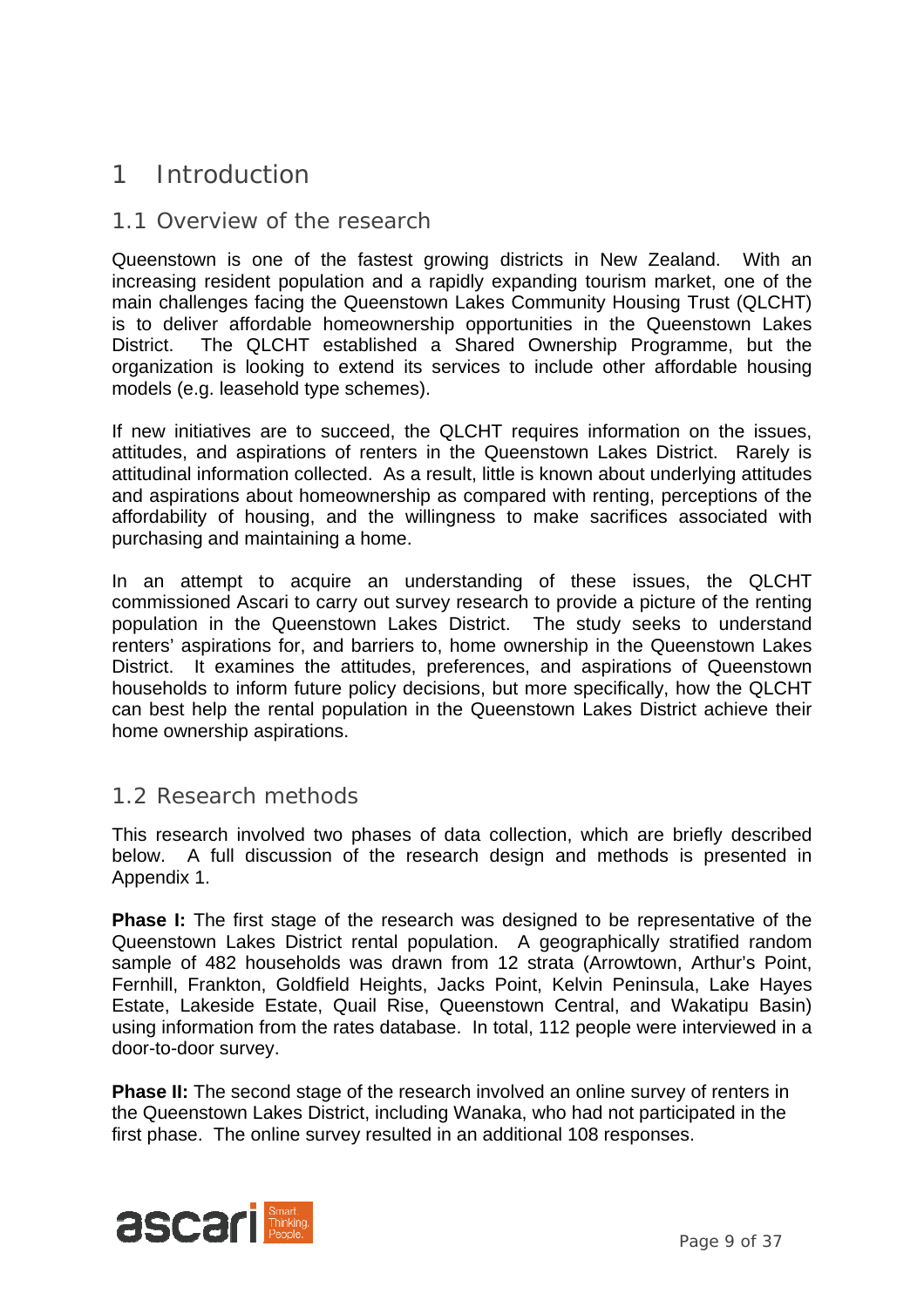# 1 Introduction

## 1.1 Overview of the research

Queenstown is one of the fastest growing districts in New Zealand. With an increasing resident population and a rapidly expanding tourism market, one of the main challenges facing the Queenstown Lakes Community Housing Trust (QLCHT) is to deliver affordable homeownership opportunities in the Queenstown Lakes District. The QLCHT established a Shared Ownership Programme, but the organization is looking to extend its services to include other affordable housing models (e.g. leasehold type schemes).

If new initiatives are to succeed, the QLCHT requires information on the issues, attitudes, and aspirations of renters in the Queenstown Lakes District. Rarely is attitudinal information collected. As a result, little is known about underlying attitudes and aspirations about homeownership as compared with renting, perceptions of the affordability of housing, and the willingness to make sacrifices associated with purchasing and maintaining a home.

In an attempt to acquire an understanding of these issues, the QLCHT commissioned Ascari to carry out survey research to provide a picture of the renting population in the Queenstown Lakes District. The study seeks to understand renters' aspirations for, and barriers to, home ownership in the Queenstown Lakes District. It examines the attitudes, preferences, and aspirations of Queenstown households to inform future policy decisions, but more specifically, how the QLCHT can best help the rental population in the Queenstown Lakes District achieve their home ownership aspirations.

## 1.2 Research methods

This research involved two phases of data collection, which are briefly described below. A full discussion of the research design and methods is presented in Appendix 1.

**Phase I:** The first stage of the research was designed to be representative of the Queenstown Lakes District rental population. A geographically stratified random sample of 482 households was drawn from 12 strata (Arrowtown, Arthur's Point, Fernhill, Frankton, Goldfield Heights, Jacks Point, Kelvin Peninsula, Lake Hayes Estate, Lakeside Estate, Quail Rise, Queenstown Central, and Wakatipu Basin) using information from the rates database. In total, 112 people were interviewed in a door-to-door survey.

**Phase II:** The second stage of the research involved an online survey of renters in the Queenstown Lakes District, including Wanaka, who had not participated in the first phase. The online survey resulted in an additional 108 responses.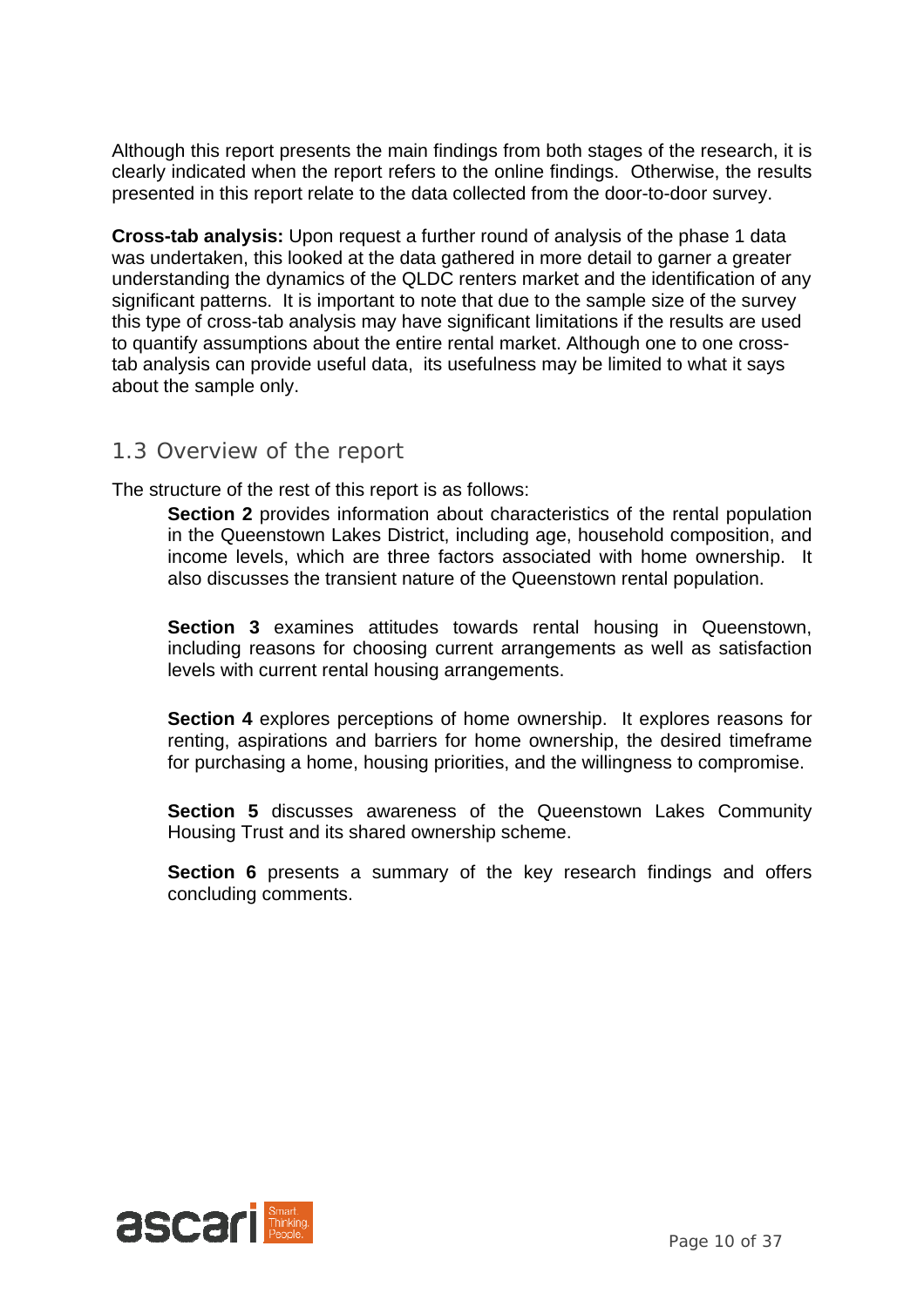Although this report presents the main findings from both stages of the research, it is clearly indicated when the report refers to the online findings. Otherwise, the results presented in this report relate to the data collected from the door-to-door survey.

**Cross-tab analysis:** Upon request a further round of analysis of the phase 1 data was undertaken, this looked at the data gathered in more detail to garner a greater understanding the dynamics of the QLDC renters market and the identification of any significant patterns. It is important to note that due to the sample size of the survey this type of cross-tab analysis may have significant limitations if the results are used to quantify assumptions about the entire rental market. Although one to one cross-tab analysis can provide useful data, its usefulness may be limited to what it says about the sample only.

## 1.3 Overview of the report

The structure of the rest of this report is as follows:

> **Section 2** provides information about characteristics of the rental population in the Queenstown Lakes District, including age, household composition, and income levels, which are three factors associated with home ownership. It also discusses the transient nature of the Queenstown rental population.
>
> **Section 3** examines attitudes towards rental housing in Queenstown, including reasons for choosing current arrangements as well as satisfaction levels with current rental housing arrangements.
>
> **Section 4** explores perceptions of home ownership. It explores reasons for renting, aspirations and barriers for home ownership, the desired timeframe for purchasing a home, housing priorities, and the willingness to compromise.
>
> **Section 5** discusses awareness of the Queenstown Lakes Community Housing Trust and its shared ownership scheme.
>
> **Section 6** presents a summary of the key research findings and offers concluding comments.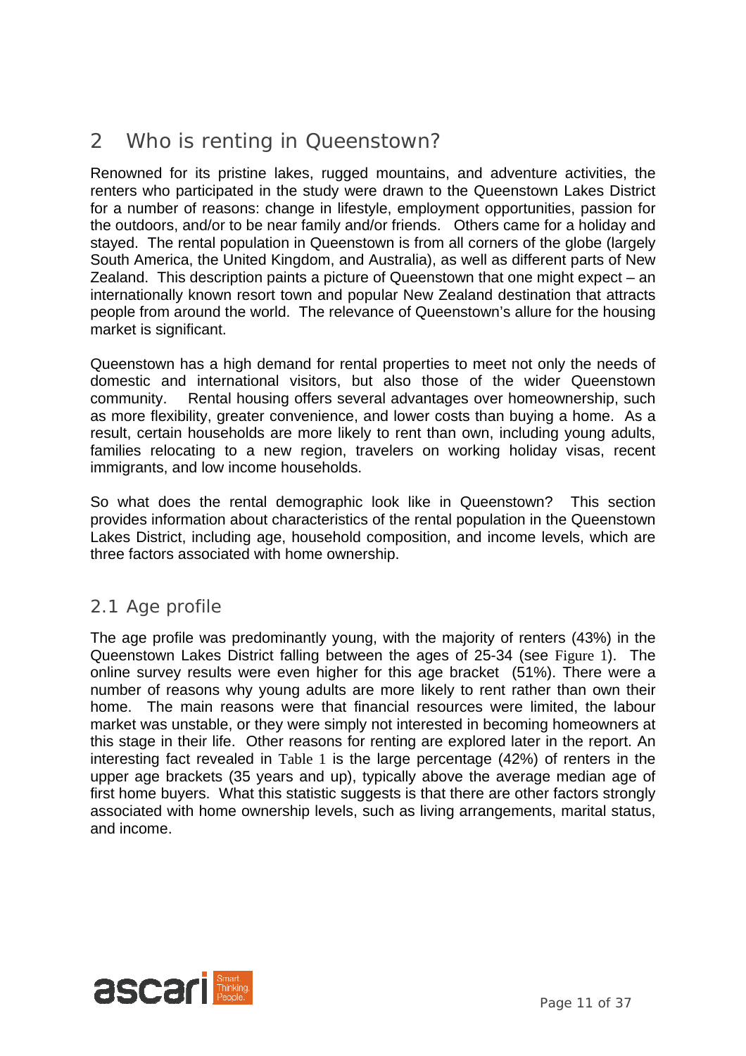# 2 Who is renting in Queenstown?

Renowned for its pristine lakes, rugged mountains, and adventure activities, the renters who participated in the study were drawn to the Queenstown Lakes District for a number of reasons: change in lifestyle, employment opportunities, passion for the outdoors, and/or to be near family and/or friends. Others came for a holiday and stayed. The rental population in Queenstown is from all corners of the globe (largely South America, the United Kingdom, and Australia), as well as different parts of New Zealand. This description paints a picture of Queenstown that one might expect – an internationally known resort town and popular New Zealand destination that attracts people from around the world. The relevance of Queenstown's allure for the housing market is significant.

Queenstown has a high demand for rental properties to meet not only the needs of domestic and international visitors, but also those of the wider Queenstown community. Rental housing offers several advantages over homeownership, such as more flexibility, greater convenience, and lower costs than buying a home. As a result, certain households are more likely to rent than own, including young adults, families relocating to a new region, travelers on working holiday visas, recent immigrants, and low income households.

So what does the rental demographic look like in Queenstown? This section provides information about characteristics of the rental population in the Queenstown Lakes District, including age, household composition, and income levels, which are three factors associated with home ownership.

## 2.1 Age profile

The age profile was predominantly young, with the majority of renters (43%) in the Queenstown Lakes District falling between the ages of 25-34 (see Figure 1). The online survey results were even higher for this age bracket (51%). There were a number of reasons why young adults are more likely to rent rather than own their home. The main reasons were that financial resources were limited, the labour market was unstable, or they were simply not interested in becoming homeowners at this stage in their life. Other reasons for renting are explored later in the report. An interesting fact revealed in Table 1 is the large percentage (42%) of renters in the upper age brackets (35 years and up), typically above the average median age of first home buyers. What this statistic suggests is that there are other factors strongly associated with home ownership levels, such as living arrangements, marital status, and income.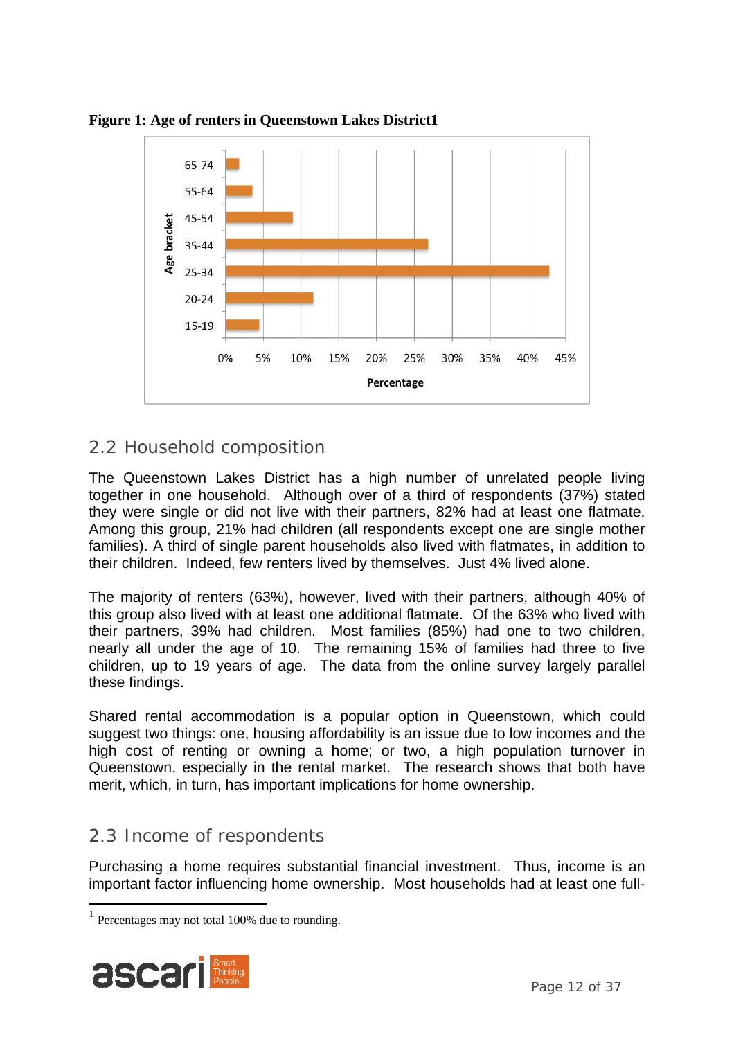**Figure 1: Age of renters in Queenstown Lakes District**[1]

## 2.2 Household composition

The Queenstown Lakes District has a high number of unrelated people living together in one household. Although over of a third of respondents (37%) stated they were single or did not live with their partners, 82% had at least one flatmate. Among this group, 21% had children (all respondents except one are single mother families). A third of single parent households also lived with flatmates, in addition to their children. Indeed, few renters lived by themselves. Just 4% lived alone.

The majority of renters (63%), however, lived with their partners, although 40% of this group also lived with at least one additional flatmate. Of the 63% who lived with their partners, 39% had children. Most families (85%) had one to two children, nearly all under the age of 10. The remaining 15% of families had three to five children, up to 19 years of age. The data from the online survey largely parallel these findings.

Shared rental accommodation is a popular option in Queenstown, which could suggest two things: one, housing affordability is an issue due to low incomes and the high cost of renting or owning a home; or two, a high population turnover in Queenstown, especially in the rental market. The research shows that both have merit, which, in turn, has important implications for home ownership.

## 2.3 Income of respondents

Purchasing a home requires substantial financial investment. Thus, income is an important factor influencing home ownership. Most households had at least one full-

[1] Percentages may not total 100% due to rounding.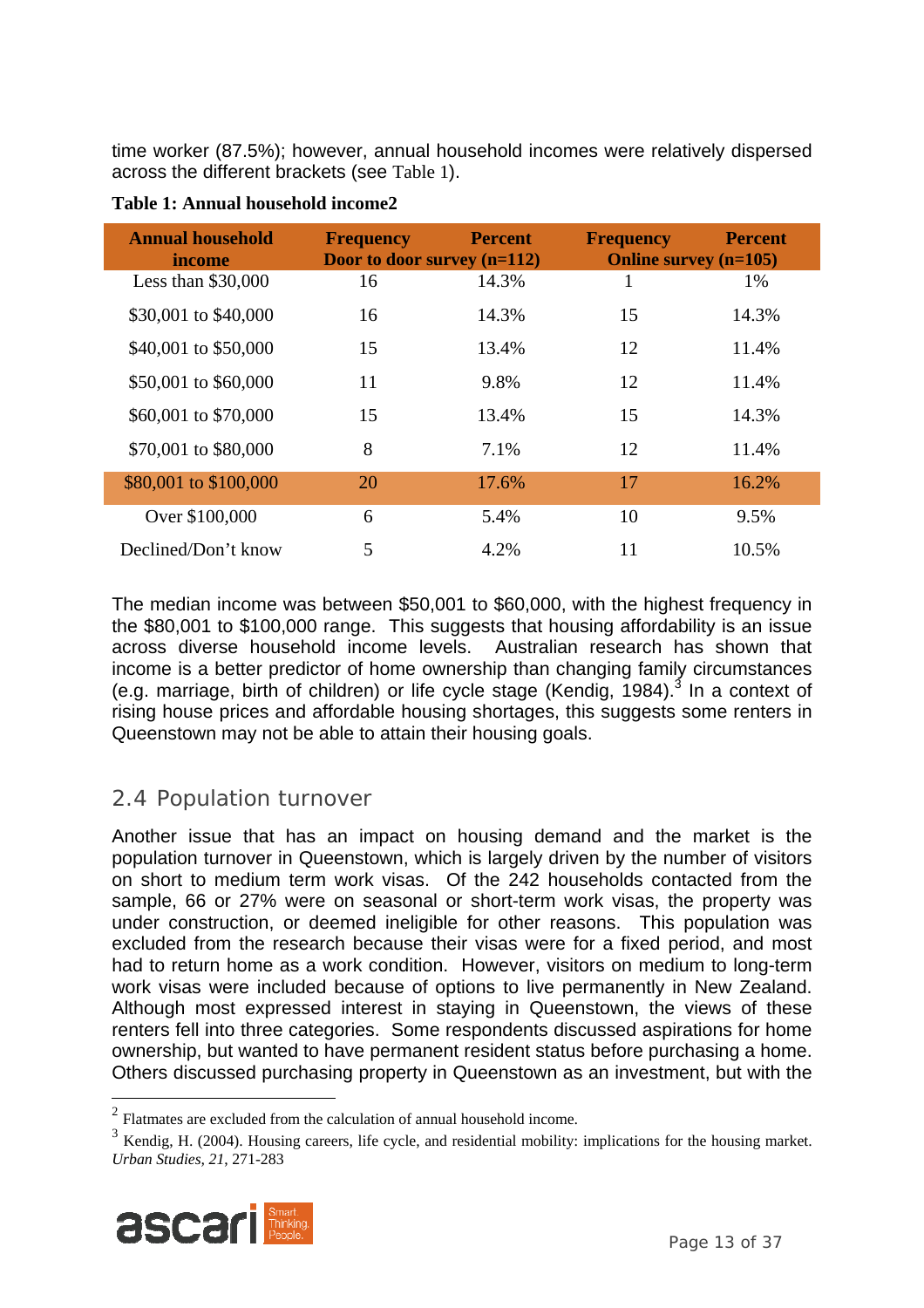time worker (87.5%); however, annual household incomes were relatively dispersed across the different brackets (see Table 1).

**Table 1: Annual household income2**

| Annual household income | Frequency | Percent | Frequency | Percent |
|---|---|---|---|---|
| | Door to door survey (n=112) | | Online survey (n=105) | |
| Less than $30,000 | 16 | 14.3% | 1 | 1% |
| $30,001 to $40,000 | 16 | 14.3% | 15 | 14.3% |
| $40,001 to $50,000 | 15 | 13.4% | 12 | 11.4% |
| $50,001 to $60,000 | 11 | 9.8% | 12 | 11.4% |
| $60,001 to $70,000 | 15 | 13.4% | 15 | 14.3% |
| $70,001 to $80,000 | 8 | 7.1% | 12 | 11.4% |
| $80,001 to $100,000 | 20 | 17.6% | 17 | 16.2% |
| Over $100,000 | 6 | 5.4% | 10 | 9.5% |
| Declined/Don't know | 5 | 4.2% | 11 | 10.5% |

The median income was between $50,001 to $60,000, with the highest frequency in the $80,001 to $100,000 range. This suggests that housing affordability is an issue across diverse household income levels. Australian research has shown that income is a better predictor of home ownership than changing family circumstances (e.g. marriage, birth of children) or life cycle stage (Kendig, 1984).[3] In a context of rising house prices and affordable housing shortages, this suggests some renters in Queenstown may not be able to attain their housing goals.

## 2.4 Population turnover

Another issue that has an impact on housing demand and the market is the population turnover in Queenstown, which is largely driven by the number of visitors on short to medium term work visas. Of the 242 households contacted from the sample, 66 or 27% were on seasonal or short-term work visas, the property was under construction, or deemed ineligible for other reasons. This population was excluded from the research because their visas were for a fixed period, and most had to return home as a work condition. However, visitors on medium to long-term work visas were included because of options to live permanently in New Zealand. Although most expressed interest in staying in Queenstown, the views of these renters fell into three categories. Some respondents discussed aspirations for home ownership, but wanted to have permanent resident status before purchasing a home. Others discussed purchasing property in Queenstown as an investment, but with the

---

[2] Flatmates are excluded from the calculation of annual household income.

[3] Kendig, H. (2004). Housing careers, life cycle, and residential mobility: implications for the housing market. *Urban Studies, 21*, 271-283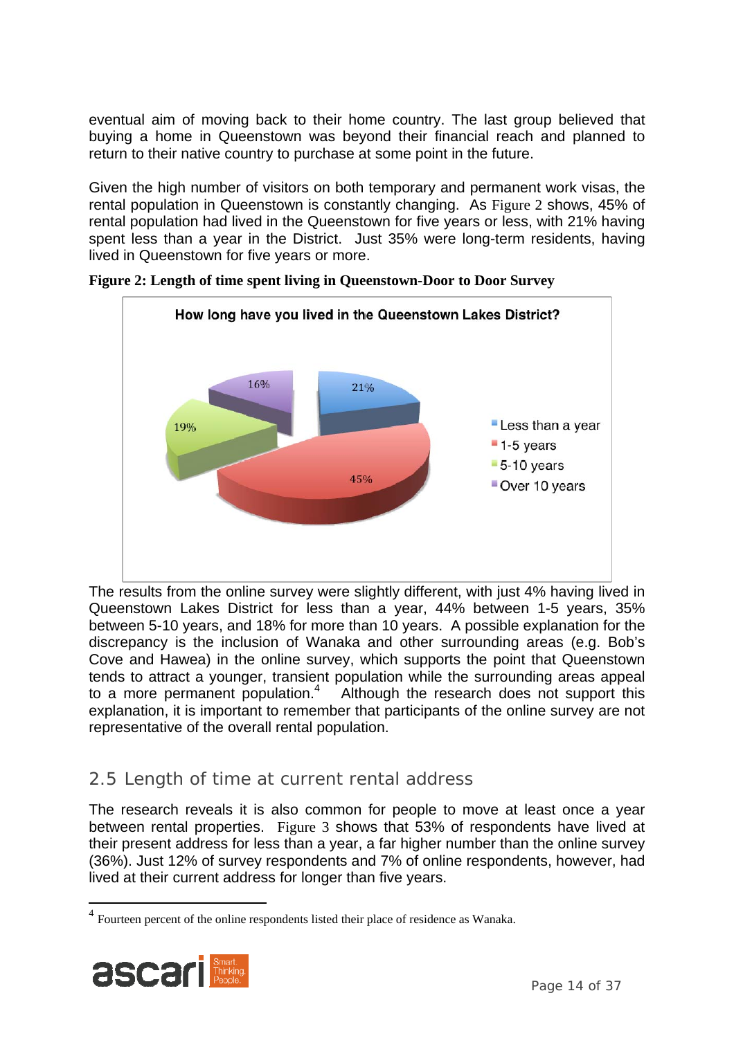eventual aim of moving back to their home country. The last group believed that buying a home in Queenstown was beyond their financial reach and planned to return to their native country to purchase at some point in the future.

Given the high number of visitors on both temporary and permanent work visas, the rental population in Queenstown is constantly changing. As Figure 2 shows, 45% of rental population had lived in the Queenstown for five years or less, with 21% having spent less than a year in the District. Just 35% were long-term residents, having lived in Queenstown for five years or more.

**Figure 2: Length of time spent living in Queenstown-Door to Door Survey**

How long have you lived in the Queenstown Lakes District?

| Response | Percentage |
|---|---|
| Less than a year | 21% |
| 1-5 years | 45% |
| 5-10 years | 19% |
| Over 10 years | 16% |

The results from the online survey were slightly different, with just 4% having lived in Queenstown Lakes District for less than a year, 44% between 1-5 years, 35% between 5-10 years, and 18% for more than 10 years. A possible explanation for the discrepancy is the inclusion of Wanaka and other surrounding areas (e.g. Bob's Cove and Hawea) in the online survey, which supports the point that Queenstown tends to attract a younger, transient population while the surrounding areas appeal to a more permanent population.[4] Although the research does not support this explanation, it is important to remember that participants of the online survey are not representative of the overall rental population.

## 2.5 Length of time at current rental address

The research reveals it is also common for people to move at least once a year between rental properties. Figure 3 shows that 53% of respondents have lived at their present address for less than a year, a far higher number than the online survey (36%). Just 12% of survey respondents and 7% of online respondents, however, had lived at their current address for longer than five years.

[4] Fourteen percent of the online respondents listed their place of residence as Wanaka.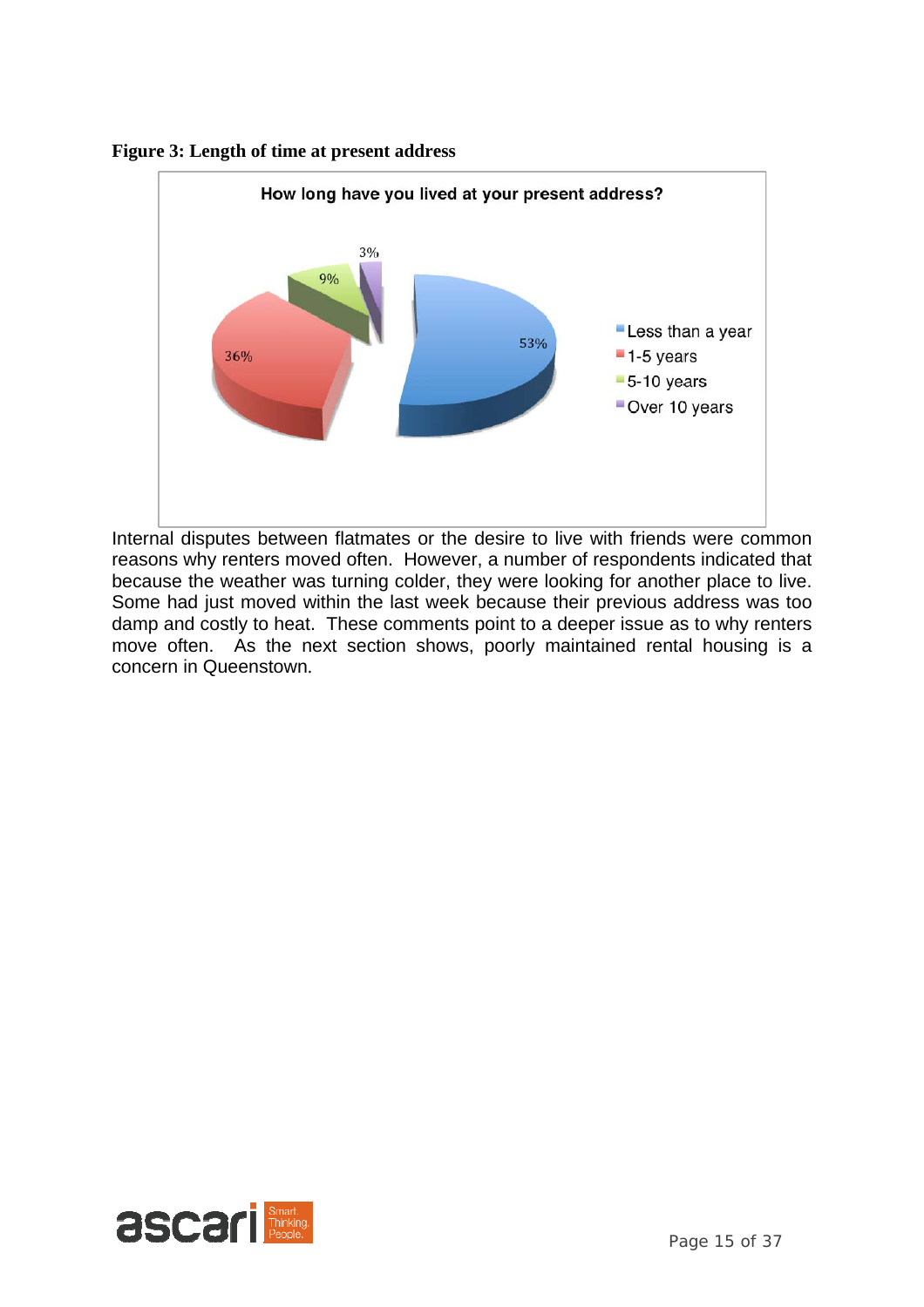**Figure 3: Length of time at present address**

Internal disputes between flatmates or the desire to live with friends were common reasons why renters moved often. However, a number of respondents indicated that because the weather was turning colder, they were looking for another place to live. Some had just moved within the last week because their previous address was too damp and costly to heat. These comments point to a deeper issue as to why renters move often. As the next section shows, poorly maintained rental housing is a concern in Queenstown.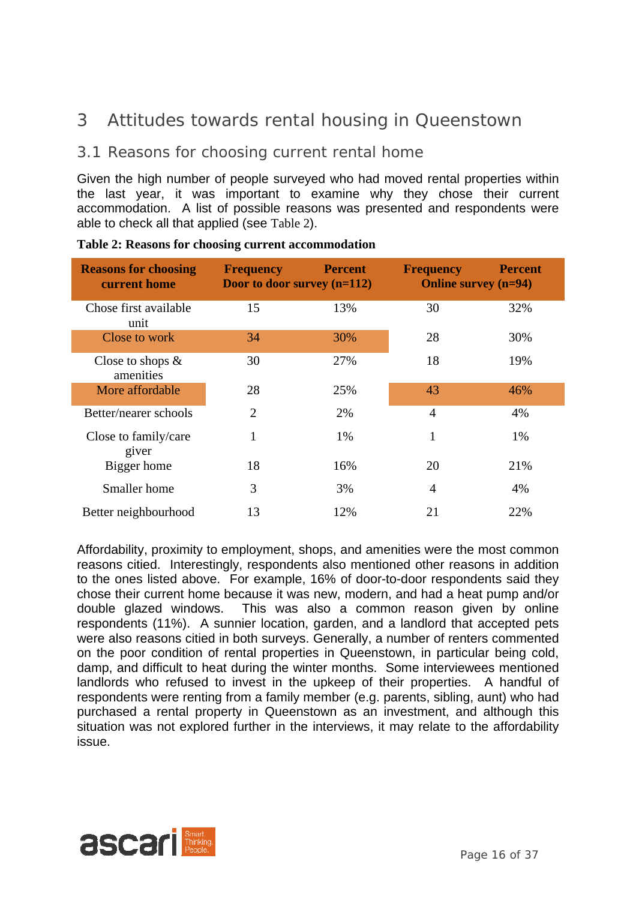# 3 Attitudes towards rental housing in Queenstown

## 3.1 Reasons for choosing current rental home

Given the high number of people surveyed who had moved rental properties within the last year, it was important to examine why they chose their current accommodation. A list of possible reasons was presented and respondents were able to check all that applied (see Table 2).

**Table 2: Reasons for choosing current accommodation**

| Reasons for choosing current home | Frequency Door to door survey (n=112) | Percent | Frequency Online survey (n=94) | Percent |
|---|---|---|---|---|
| Chose first available unit | 15 | 13% | 30 | 32% |
| Close to work | 34 | 30% | 28 | 30% |
| Close to shops & amenities | 30 | 27% | 18 | 19% |
| More affordable | 28 | 25% | 43 | 46% |
| Better/nearer schools | 2 | 2% | 4 | 4% |
| Close to family/care giver | 1 | 1% | 1 | 1% |
| Bigger home | 18 | 16% | 20 | 21% |
| Smaller home | 3 | 3% | 4 | 4% |
| Better neighbourhood | 13 | 12% | 21 | 22% |

Affordability, proximity to employment, shops, and amenities were the most common reasons citied. Interestingly, respondents also mentioned other reasons in addition to the ones listed above. For example, 16% of door-to-door respondents said they chose their current home because it was new, modern, and had a heat pump and/or double glazed windows. This was also a common reason given by online respondents (11%). A sunnier location, garden, and a landlord that accepted pets were also reasons citied in both surveys. Generally, a number of renters commented on the poor condition of rental properties in Queenstown, in particular being cold, damp, and difficult to heat during the winter months. Some interviewees mentioned landlords who refused to invest in the upkeep of their properties. A handful of respondents were renting from a family member (e.g. parents, sibling, aunt) who had purchased a rental property in Queenstown as an investment, and although this situation was not explored further in the interviews, it may relate to the affordability issue.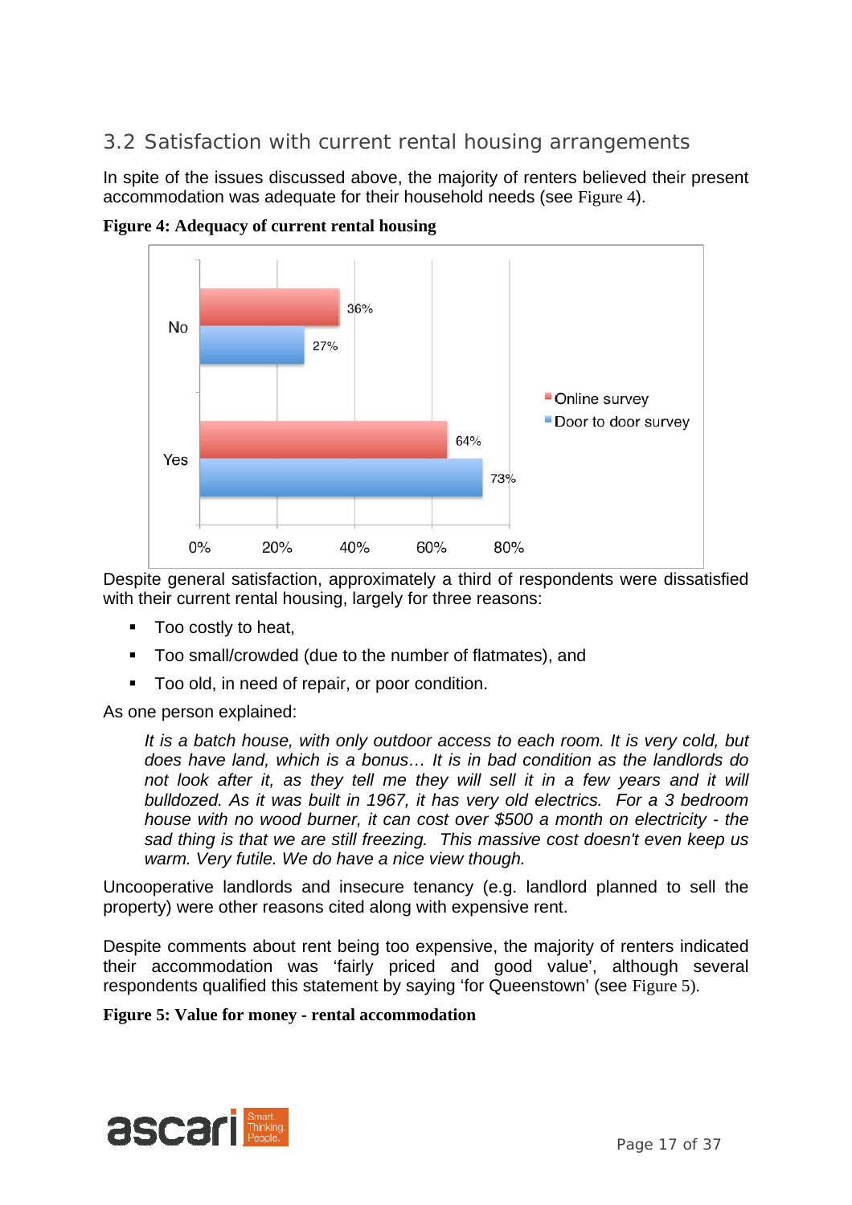## 3.2 Satisfaction with current rental housing arrangements

In spite of the issues discussed above, the majority of renters believed their present accommodation was adequate for their household needs (see Figure 4).

**Figure 4: Adequacy of current rental housing**

| | Online survey | Door to door survey |
|---|---|---|
| No | 36% | 27% |
| Yes | 64% | 73% |

Despite general satisfaction, approximately a third of respondents were dissatisfied with their current rental housing, largely for three reasons:

- Too costly to heat,
- Too small/crowded (due to the number of flatmates), and
- Too old, in need of repair, or poor condition.

As one person explained:

> *It is a batch house, with only outdoor access to each room. It is very cold, but does have land, which is a bonus… It is in bad condition as the landlords do not look after it, as they tell me they will sell it in a few years and it will bulldozed. As it was built in 1967, it has very old electrics. For a 3 bedroom house with no wood burner, it can cost over $500 a month on electricity - the sad thing is that we are still freezing. This massive cost doesn't even keep us warm. Very futile. We do have a nice view though.*

Uncooperative landlords and insecure tenancy (e.g. landlord planned to sell the property) were other reasons cited along with expensive rent.

Despite comments about rent being too expensive, the majority of renters indicated their accommodation was 'fairly priced and good value', although several respondents qualified this statement by saying 'for Queenstown' (see Figure 5).

**Figure 5: Value for money - rental accommodation**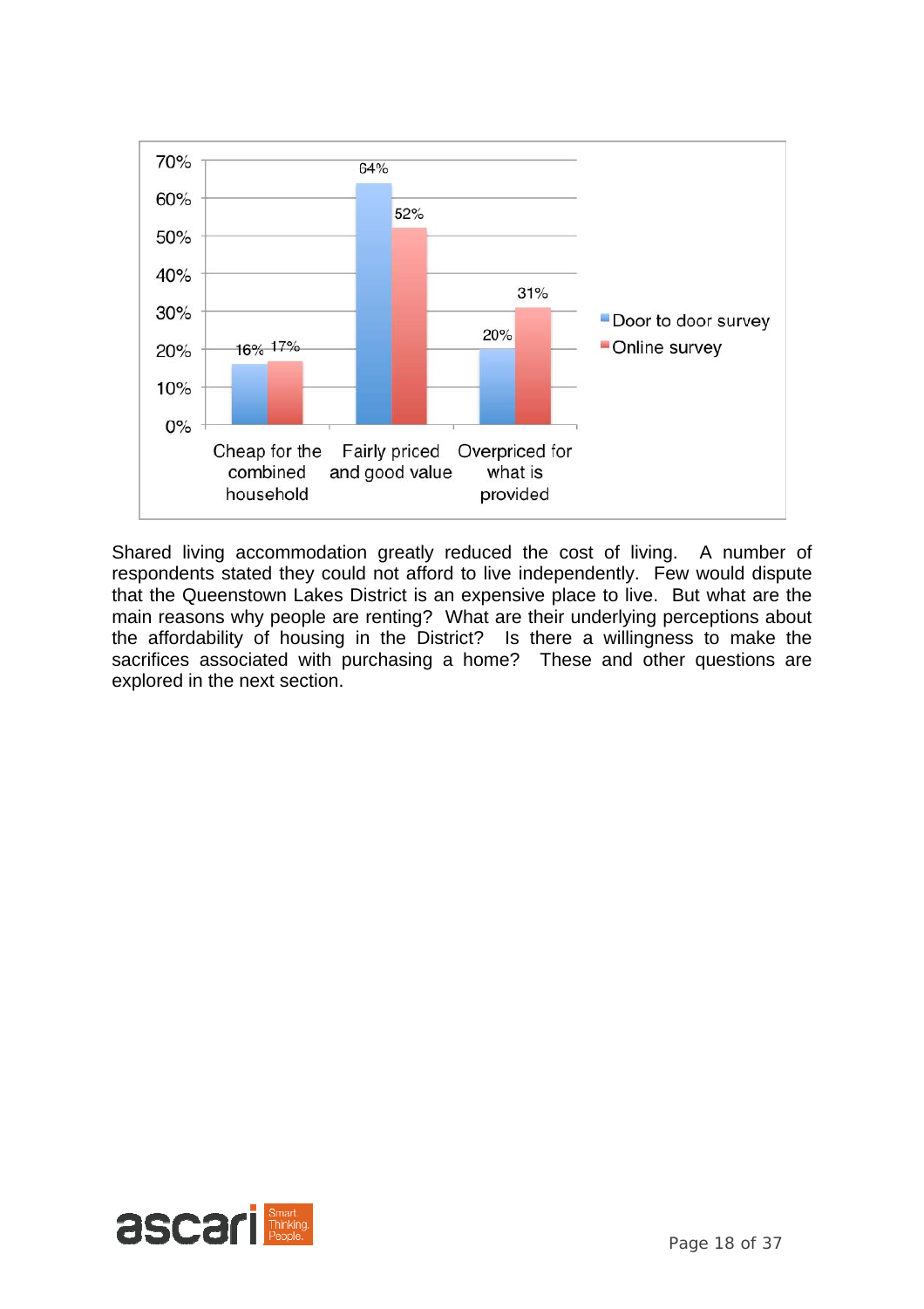| | Door to door survey | Online survey |
|---|---|---|
| Cheap for the combined household | 16% | 17% |
| Fairly priced and good value | 64% | 52% |
| Overpriced for what is provided | 20% | 31% |

Shared living accommodation greatly reduced the cost of living. A number of respondents stated they could not afford to live independently. Few would dispute that the Queenstown Lakes District is an expensive place to live. But what are the main reasons why people are renting? What are their underlying perceptions about the affordability of housing in the District? Is there a willingness to make the sacrifices associated with purchasing a home? These and other questions are explored in the next section.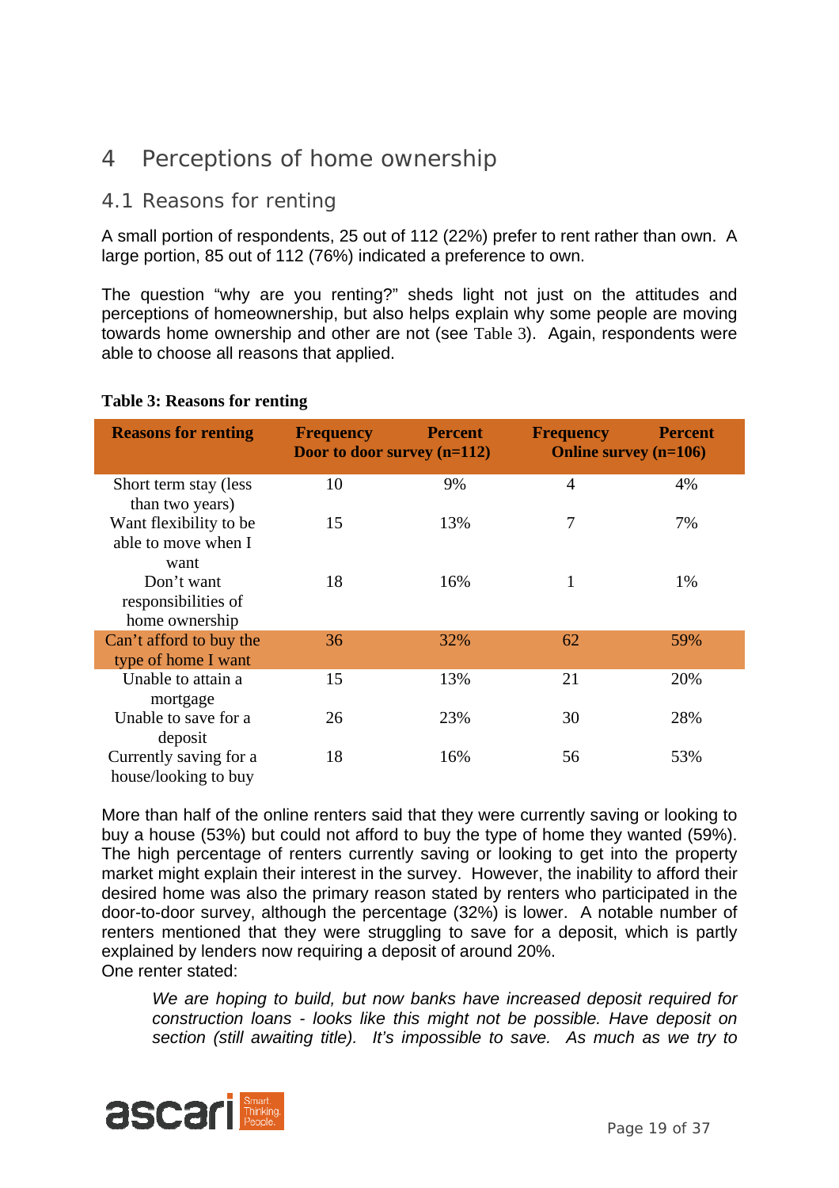# 4 Perceptions of home ownership

## 4.1 Reasons for renting

A small portion of respondents, 25 out of 112 (22%) prefer to rent rather than own. A large portion, 85 out of 112 (76%) indicated a preference to own.

The question "why are you renting?" sheds light not just on the attitudes and perceptions of homeownership, but also helps explain why some people are moving towards home ownership and other are not (see Table 3). Again, respondents were able to choose all reasons that applied.

**Table 3: Reasons for renting**

| Reasons for renting | Frequency Door to door survey (n=112) | Percent Door to door survey (n=112) | Frequency Online survey (n=106) | Percent Online survey (n=106) |
|---|---|---|---|---|
| Short term stay (less than two years) | 10 | 9% | 4 | 4% |
| Want flexibility to be able to move when I want | 15 | 13% | 7 | 7% |
| Don't want responsibilities of home ownership | 18 | 16% | 1 | 1% |
| Can't afford to buy the type of home I want | 36 | 32% | 62 | 59% |
| Unable to attain a mortgage | 15 | 13% | 21 | 20% |
| Unable to save for a deposit | 26 | 23% | 30 | 28% |
| Currently saving for a house/looking to buy | 18 | 16% | 56 | 53% |

More than half of the online renters said that they were currently saving or looking to buy a house (53%) but could not afford to buy the type of home they wanted (59%). The high percentage of renters currently saving or looking to get into the property market might explain their interest in the survey. However, the inability to afford their desired home was also the primary reason stated by renters who participated in the door-to-door survey, although the percentage (32%) is lower. A notable number of renters mentioned that they were struggling to save for a deposit, which is partly explained by lenders now requiring a deposit of around 20%.

One renter stated:

> *We are hoping to build, but now banks have increased deposit required for construction loans - looks like this might not be possible. Have deposit on section (still awaiting title). It's impossible to save. As much as we try to*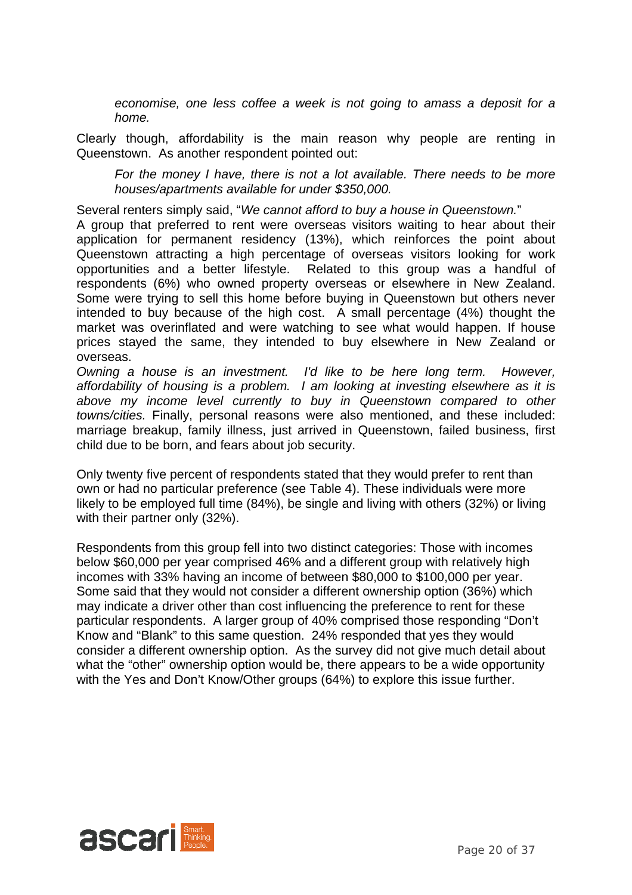> *economise, one less coffee a week is not going to amass a deposit for a home.*

Clearly though, affordability is the main reason why people are renting in Queenstown. As another respondent pointed out:

> *For the money I have, there is not a lot available. There needs to be more houses/apartments available for under $350,000.*

Several renters simply said, "*We cannot afford to buy a house in Queenstown.*"

A group that preferred to rent were overseas visitors waiting to hear about their application for permanent residency (13%), which reinforces the point about Queenstown attracting a high percentage of overseas visitors looking for work opportunities and a better lifestyle. Related to this group was a handful of respondents (6%) who owned property overseas or elsewhere in New Zealand. Some were trying to sell this home before buying in Queenstown but others never intended to buy because of the high cost. A small percentage (4%) thought the market was overinflated and were watching to see what would happen. If house prices stayed the same, they intended to buy elsewhere in New Zealand or overseas.

*Owning a house is an investment. I'd like to be here long term. However, affordability of housing is a problem. I am looking at investing elsewhere as it is above my income level currently to buy in Queenstown compared to other towns/cities.* Finally, personal reasons were also mentioned, and these included: marriage breakup, family illness, just arrived in Queenstown, failed business, first child due to be born, and fears about job security.

Only twenty five percent of respondents stated that they would prefer to rent than own or had no particular preference (see Table 4). These individuals were more likely to be employed full time (84%), be single and living with others (32%) or living with their partner only (32%).

Respondents from this group fell into two distinct categories: Those with incomes below $60,000 per year comprised 46% and a different group with relatively high incomes with 33% having an income of between $80,000 to $100,000 per year. Some said that they would not consider a different ownership option (36%) which may indicate a driver other than cost influencing the preference to rent for these particular respondents. A larger group of 40% comprised those responding "Don't Know and "Blank" to this same question. 24% responded that yes they would consider a different ownership option. As the survey did not give much detail about what the "other" ownership option would be, there appears to be a wide opportunity with the Yes and Don't Know/Other groups (64%) to explore this issue further.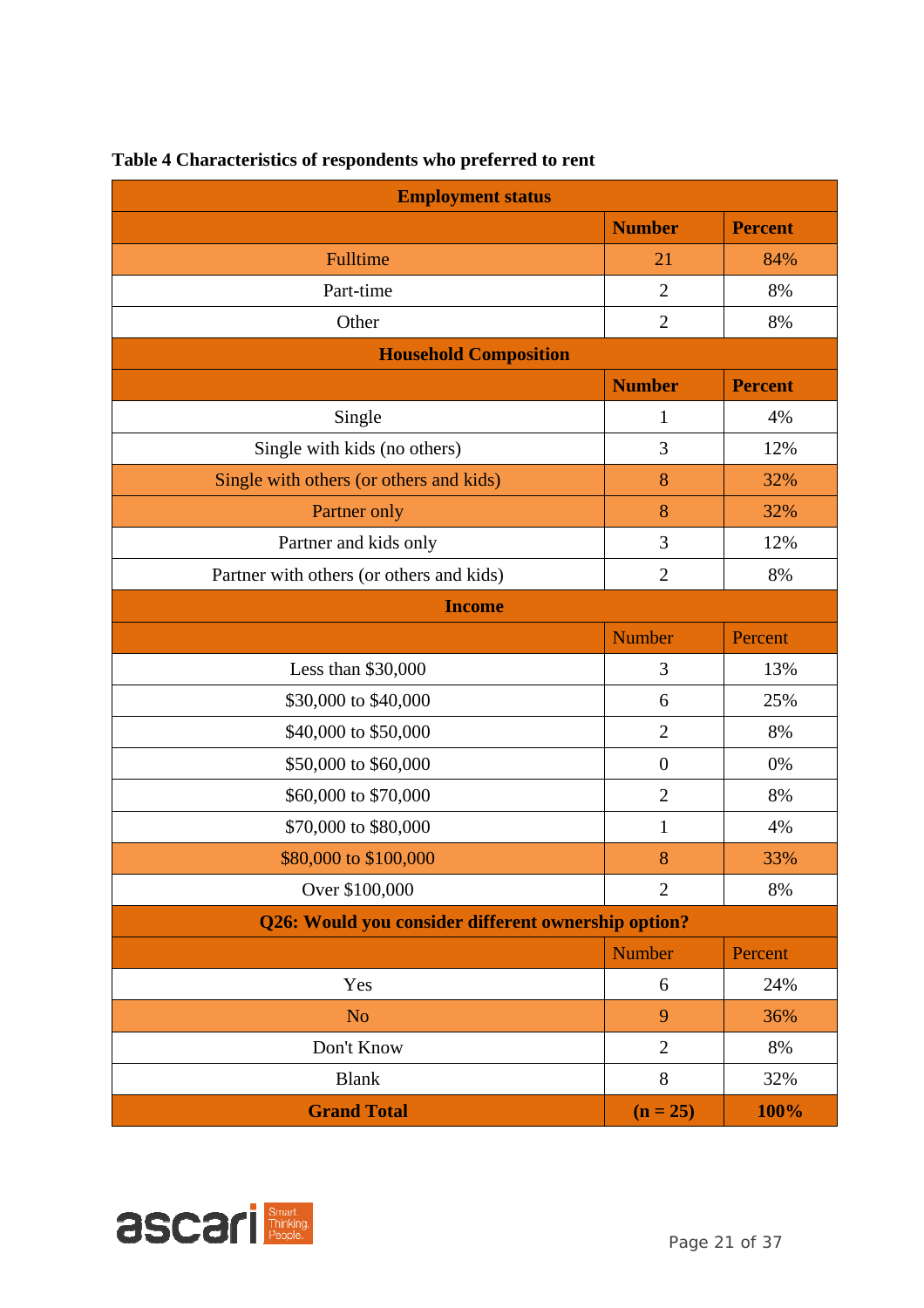**Table 4 Characteristics of respondents who preferred to rent**

| **Employment status** | | |
|---|---|---|
| | **Number** | **Percent** |
| Fulltime | 21 | 84% |
| Part-time | 2 | 8% |
| Other | 2 | 8% |
| **Household Composition** | | |
| | **Number** | **Percent** |
| Single | 1 | 4% |
| Single with kids (no others) | 3 | 12% |
| Single with others (or others and kids) | 8 | 32% |
| Partner only | 8 | 32% |
| Partner and kids only | 3 | 12% |
| Partner with others (or others and kids) | 2 | 8% |
| **Income** | | |
| | Number | Percent |
| Less than $30,000 | 3 | 13% |
| $30,000 to $40,000 | 6 | 25% |
| $40,000 to $50,000 | 2 | 8% |
| $50,000 to $60,000 | 0 | 0% |
| $60,000 to $70,000 | 2 | 8% |
| $70,000 to $80,000 | 1 | 4% |
| $80,000 to $100,000 | 8 | 33% |
| Over $100,000 | 2 | 8% |
| **Q26: Would you consider different ownership option?** | | |
| | Number | Percent |
| Yes | 6 | 24% |
| No | 9 | 36% |
| Don't Know | 2 | 8% |
| Blank | 8 | 32% |
| **Grand Total** | **(n = 25)** | **100%** |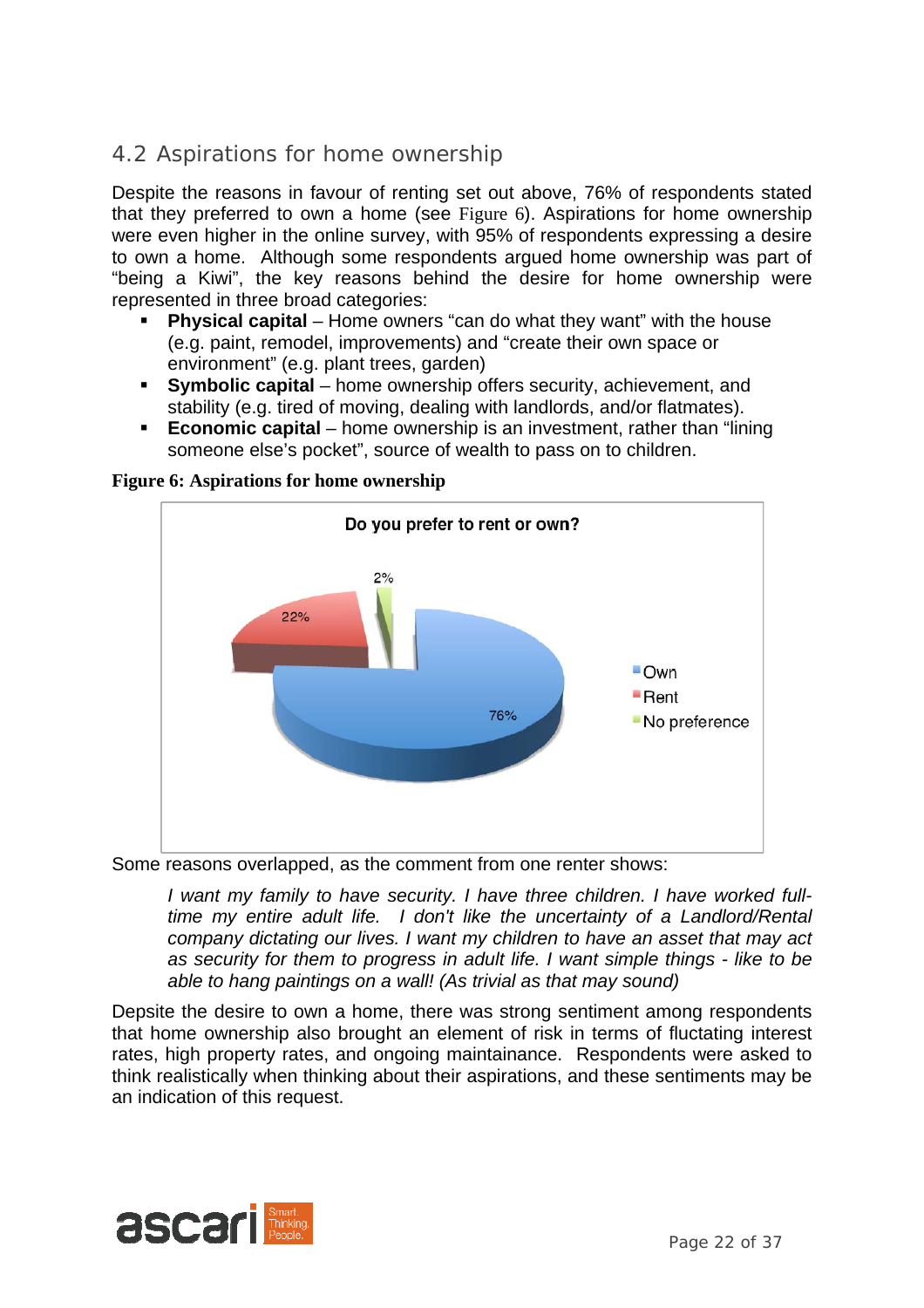## 4.2 Aspirations for home ownership

Despite the reasons in favour of renting set out above, 76% of respondents stated that they preferred to own a home (see Figure 6). Aspirations for home ownership were even higher in the online survey, with 95% of respondents expressing a desire to own a home. Although some respondents argued home ownership was part of "being a Kiwi", the key reasons behind the desire for home ownership were represented in three broad categories:

- **Physical capital** – Home owners "can do what they want" with the house (e.g. paint, remodel, improvements) and "create their own space or environment" (e.g. plant trees, garden)
- **Symbolic capital** – home ownership offers security, achievement, and stability (e.g. tired of moving, dealing with landlords, and/or flatmates).
- **Economic capital** – home ownership is an investment, rather than "lining someone else's pocket", source of wealth to pass on to children.

**Figure 6: Aspirations for home ownership**

Do you prefer to rent or own?

| Response | Percentage |
|---|---|
| Own | 76% |
| Rent | 22% |
| No preference | 2% |

Some reasons overlapped, as the comment from one renter shows:

> *I want my family to have security. I have three children. I have worked full-time my entire adult life. I don't like the uncertainty of a Landlord/Rental company dictating our lives. I want my children to have an asset that may act as security for them to progress in adult life. I want simple things - like to be able to hang paintings on a wall! (As trivial as that may sound)*

Depsite the desire to own a home, there was strong sentiment among respondents that home ownership also brought an element of risk in terms of fluctating interest rates, high property rates, and ongoing maintainance. Respondents were asked to think realistically when thinking about their aspirations, and these sentiments may be an indication of this request.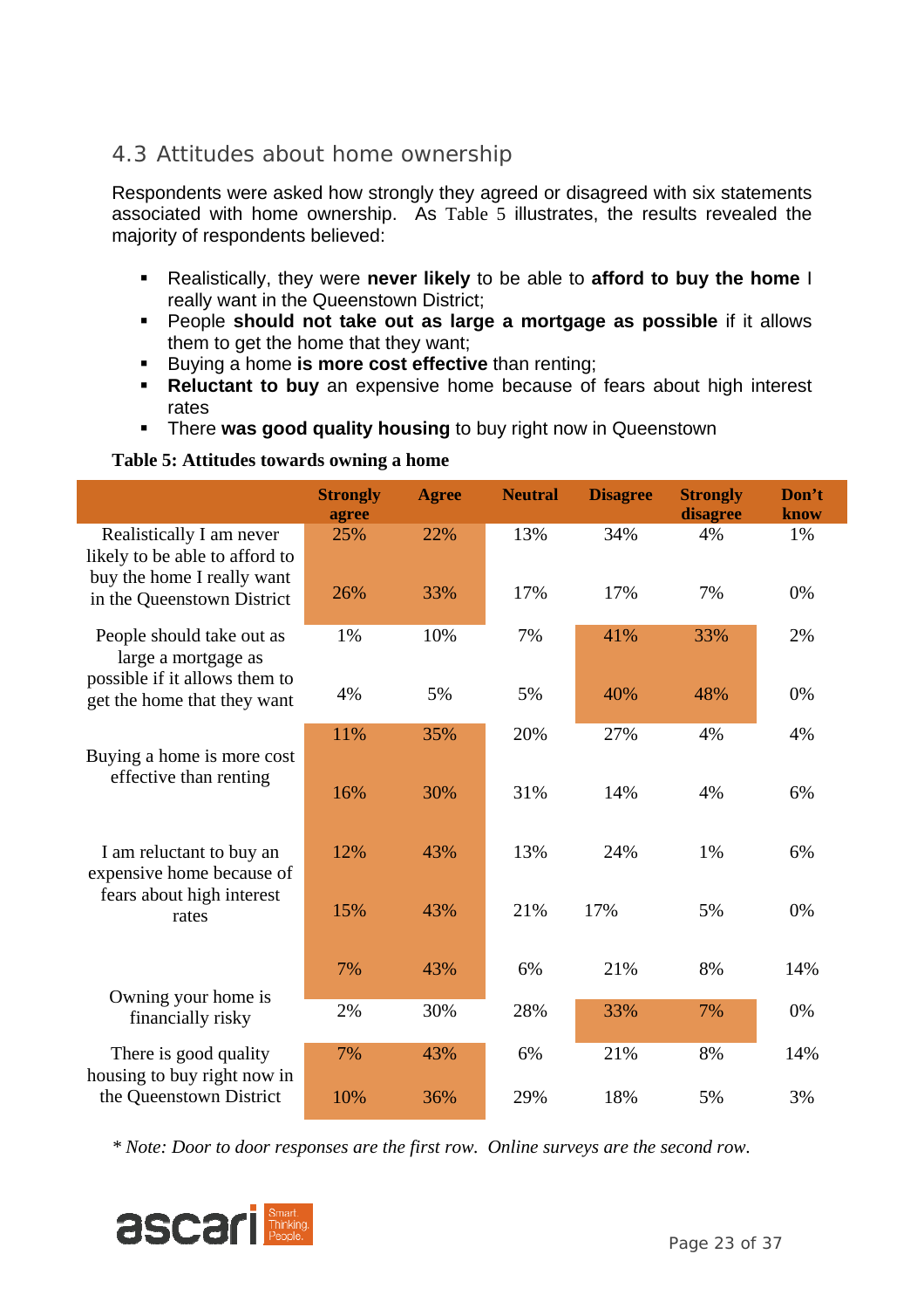## 4.3 Attitudes about home ownership

Respondents were asked how strongly they agreed or disagreed with six statements associated with home ownership. As Table 5 illustrates, the results revealed the majority of respondents believed:

- Realistically, they were **never likely** to be able to **afford to buy the home** I really want in the Queenstown District;
- People **should not take out as large a mortgage as possible** if it allows them to get the home that they want;
- Buying a home **is more cost effective** than renting;
- **Reluctant to buy** an expensive home because of fears about high interest rates
- There **was good quality housing** to buy right now in Queenstown

**Table 5: Attitudes towards owning a home**

| | Strongly agree | Agree | Neutral | Disagree | Strongly disagree | Don't know |
|---|---|---|---|---|---|---|
| Realistically I am never likely to be able to afford to buy the home I really want in the Queenstown District | 25% | 22% | 13% | 34% | 4% | 1% |
| | 26% | 33% | 17% | 17% | 7% | 0% |
| People should take out as large a mortgage as possible if it allows them to get the home that they want | 1% | 10% | 7% | 41% | 33% | 2% |
| | 4% | 5% | 5% | 40% | 48% | 0% |
| Buying a home is more cost effective than renting | 11% | 35% | 20% | 27% | 4% | 4% |
| | 16% | 30% | 31% | 14% | 4% | 6% |
| I am reluctant to buy an expensive home because of fears about high interest rates | 12% | 43% | 13% | 24% | 1% | 6% |
| | 15% | 43% | 21% | 17% | 5% | 0% |
| | 7% | 43% | 6% | 21% | 8% | 14% |
| Owning your home is financially risky | 2% | 30% | 28% | 33% | 7% | 0% |
| There is good quality housing to buy right now in the Queenstown District | 7% | 43% | 6% | 21% | 8% | 14% |
| | 10% | 36% | 29% | 18% | 5% | 3% |

*\* Note: Door to door responses are the first row. Online surveys are the second row.*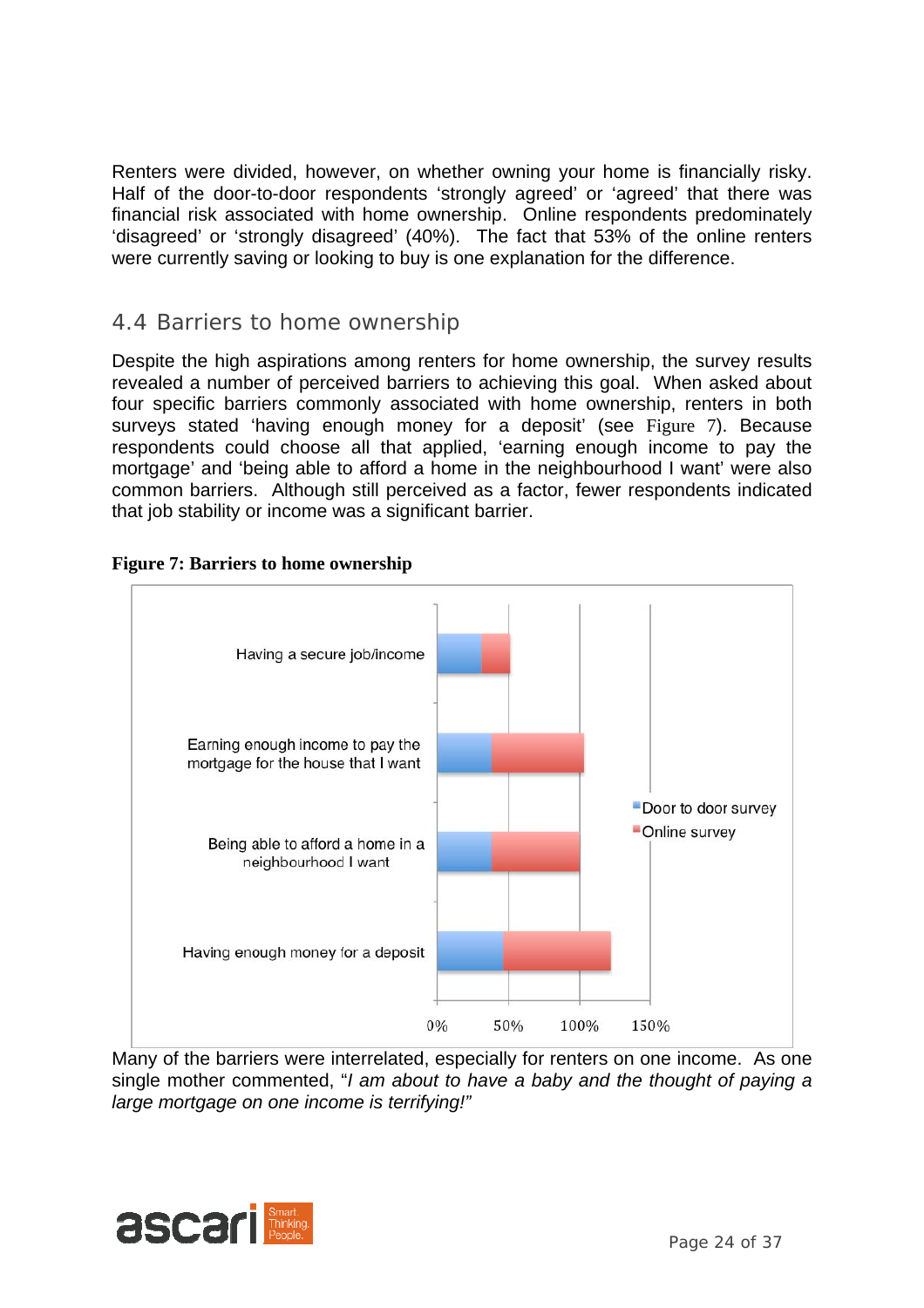Renters were divided, however, on whether owning your home is financially risky. Half of the door-to-door respondents 'strongly agreed' or 'agreed' that there was financial risk associated with home ownership. Online respondents predominately 'disagreed' or 'strongly disagreed' (40%). The fact that 53% of the online renters were currently saving or looking to buy is one explanation for the difference.

## 4.4 Barriers to home ownership

Despite the high aspirations among renters for home ownership, the survey results revealed a number of perceived barriers to achieving this goal. When asked about four specific barriers commonly associated with home ownership, renters in both surveys stated 'having enough money for a deposit' (see Figure 7). Because respondents could choose all that applied, 'earning enough income to pay the mortgage' and 'being able to afford a home in the neighbourhood I want' were also common barriers. Although still perceived as a factor, fewer respondents indicated that job stability or income was a significant barrier.

**Figure 7: Barriers to home ownership**

Many of the barriers were interrelated, especially for renters on one income. As one single mother commented, "*I am about to have a baby and the thought of paying a large mortgage on one income is terrifying!"*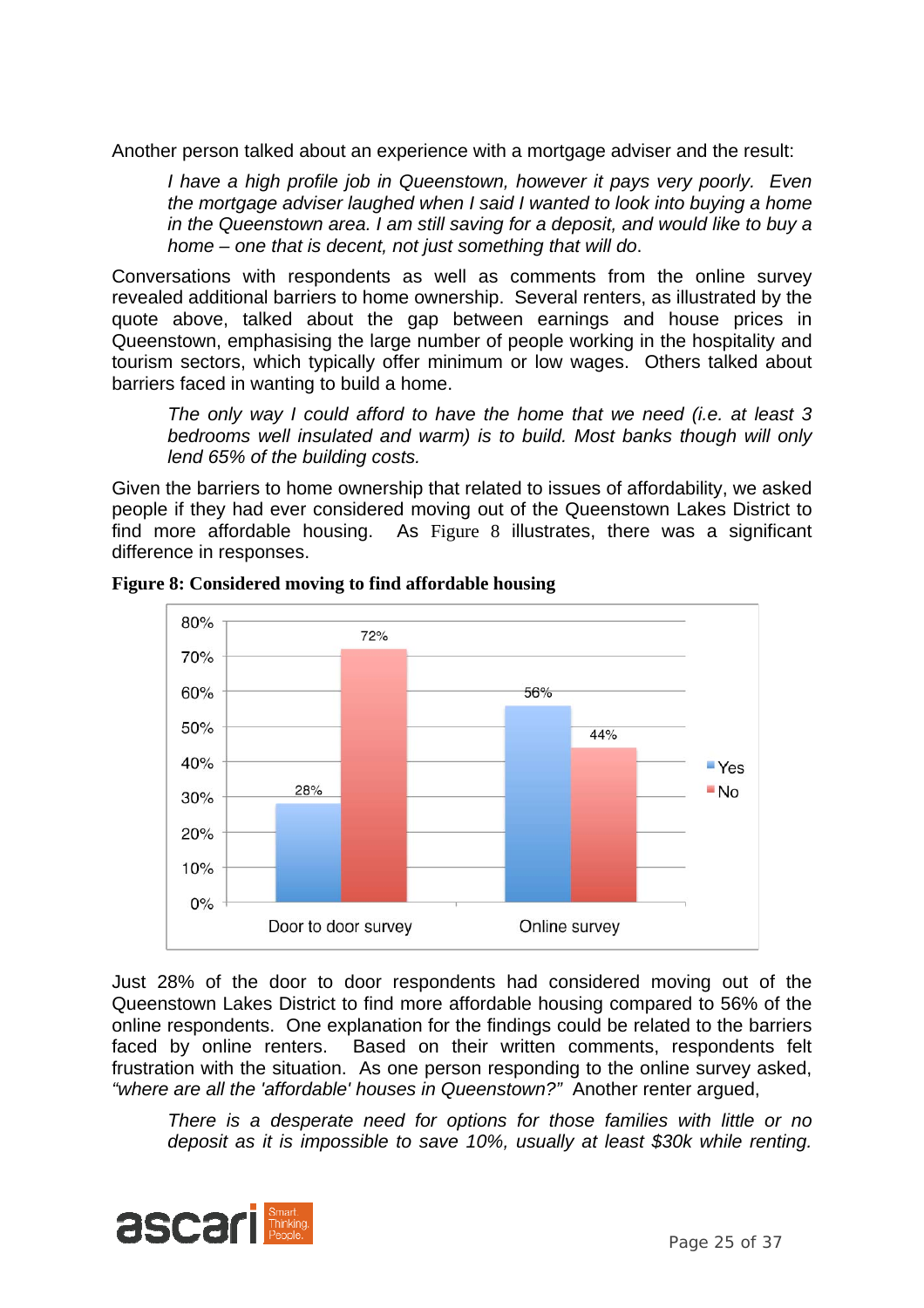Another person talked about an experience with a mortgage adviser and the result:

> *I have a high profile job in Queenstown, however it pays very poorly. Even the mortgage adviser laughed when I said I wanted to look into buying a home in the Queenstown area. I am still saving for a deposit, and would like to buy a home – one that is decent, not just something that will do*.

Conversations with respondents as well as comments from the online survey revealed additional barriers to home ownership. Several renters, as illustrated by the quote above, talked about the gap between earnings and house prices in Queenstown, emphasising the large number of people working in the hospitality and tourism sectors, which typically offer minimum or low wages. Others talked about barriers faced in wanting to build a home.

> *The only way I could afford to have the home that we need (i.e. at least 3 bedrooms well insulated and warm) is to build. Most banks though will only lend 65% of the building costs.*

Given the barriers to home ownership that related to issues of affordability, we asked people if they had ever considered moving out of the Queenstown Lakes District to find more affordable housing. As Figure 8 illustrates, there was a significant difference in responses.

**Figure 8: Considered moving to find affordable housing**

| | Yes | No |
|---|---|---|
| Door to door survey | 28% | 72% |
| Online survey | 56% | 44% |

Just 28% of the door to door respondents had considered moving out of the Queenstown Lakes District to find more affordable housing compared to 56% of the online respondents. One explanation for the findings could be related to the barriers faced by online renters. Based on their written comments, respondents felt frustration with the situation. As one person responding to the online survey asked, *"where are all the 'affordable' houses in Queenstown?"* Another renter argued,

> *There is a desperate need for options for those families with little or no deposit as it is impossible to save 10%, usually at least $30k while renting.*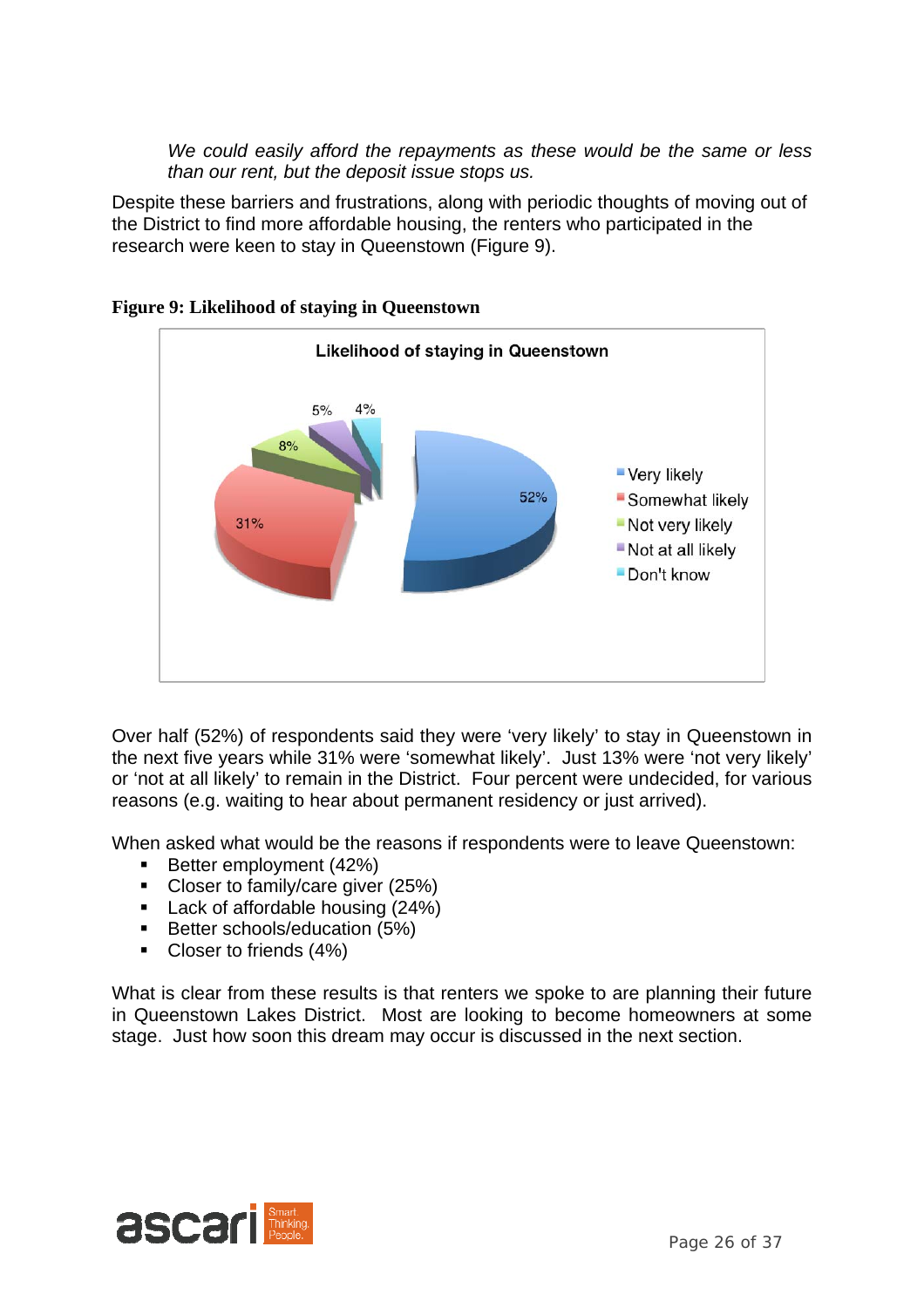*We could easily afford the repayments as these would be the same or less than our rent, but the deposit issue stops us.*

Despite these barriers and frustrations, along with periodic thoughts of moving out of the District to find more affordable housing, the renters who participated in the research were keen to stay in Queenstown (Figure 9).

**Figure 9: Likelihood of staying in Queenstown**

Over half (52%) of respondents said they were 'very likely' to stay in Queenstown in the next five years while 31% were 'somewhat likely'. Just 13% were 'not very likely' or 'not at all likely' to remain in the District. Four percent were undecided, for various reasons (e.g. waiting to hear about permanent residency or just arrived).

When asked what would be the reasons if respondents were to leave Queenstown:

- Better employment (42%)
- Closer to family/care giver (25%)
- Lack of affordable housing (24%)
- Better schools/education (5%)
- Closer to friends (4%)

What is clear from these results is that renters we spoke to are planning their future in Queenstown Lakes District. Most are looking to become homeowners at some stage. Just how soon this dream may occur is discussed in the next section.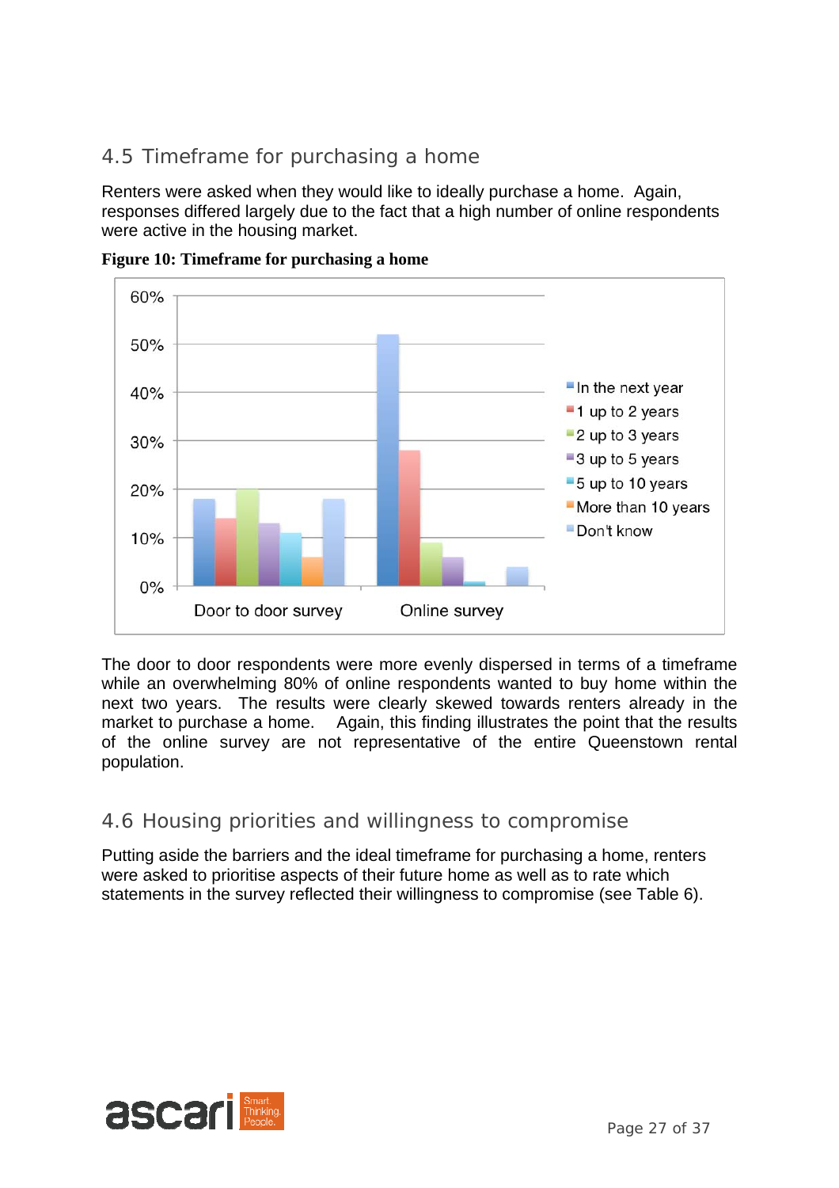## 4.5 Timeframe for purchasing a home

Renters were asked when they would like to ideally purchase a home. Again, responses differed largely due to the fact that a high number of online respondents were active in the housing market.

**Figure 10: Timeframe for purchasing a home**

The door to door respondents were more evenly dispersed in terms of a timeframe while an overwhelming 80% of online respondents wanted to buy home within the next two years. The results were clearly skewed towards renters already in the market to purchase a home. Again, this finding illustrates the point that the results of the online survey are not representative of the entire Queenstown rental population.

## 4.6 Housing priorities and willingness to compromise

Putting aside the barriers and the ideal timeframe for purchasing a home, renters were asked to prioritise aspects of their future home as well as to rate which statements in the survey reflected their willingness to compromise (see Table 6).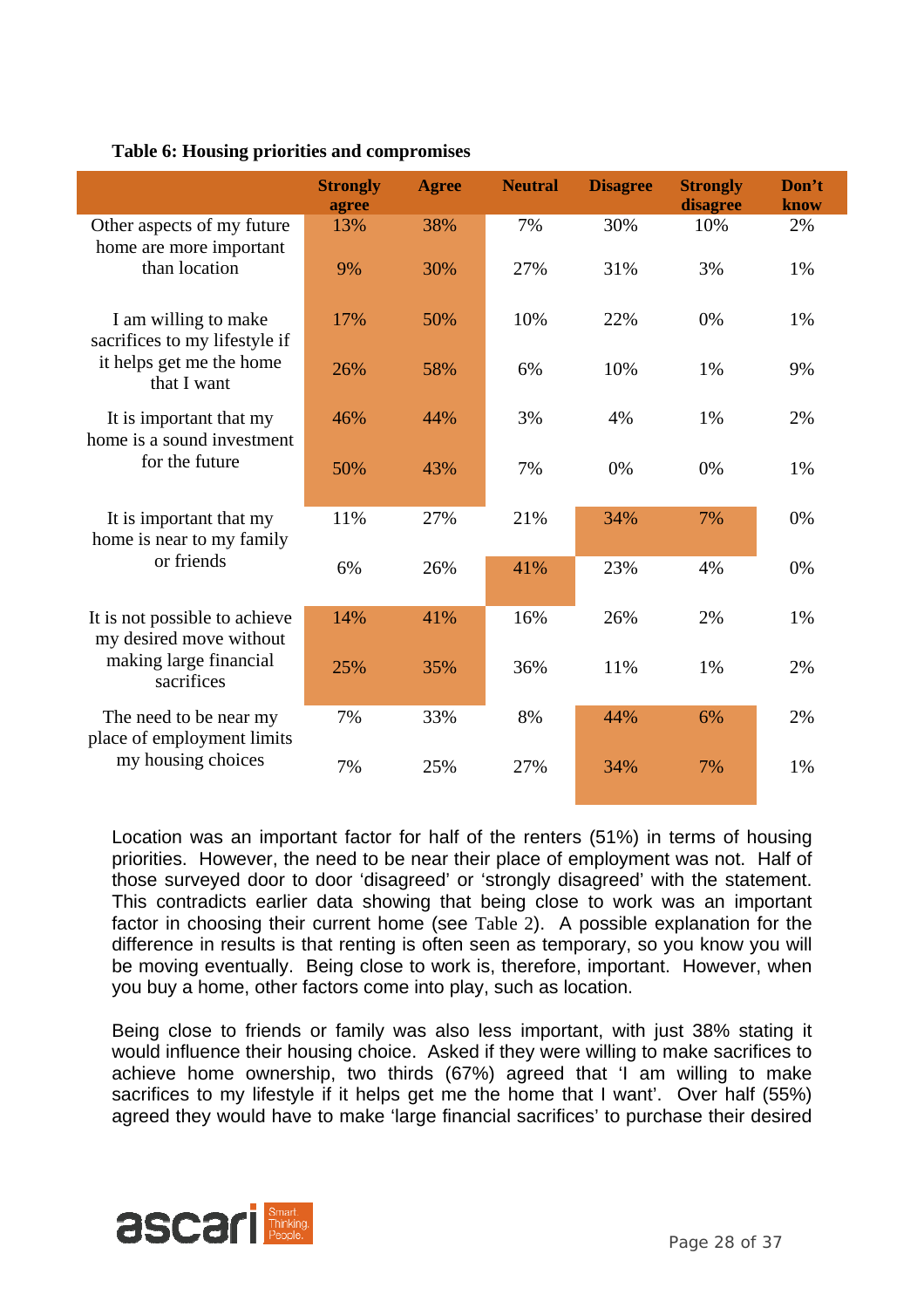**Table 6: Housing priorities and compromises**

| | Strongly agree | Agree | Neutral | Disagree | Strongly disagree | Don't know |
|---|---|---|---|---|---|---|
| Other aspects of my future home are more important than location | 13% | 38% | 7% | 30% | 10% | 2% |
| | 9% | 30% | 27% | 31% | 3% | 1% |
| I am willing to make sacrifices to my lifestyle if it helps get me the home that I want | 17% | 50% | 10% | 22% | 0% | 1% |
| | 26% | 58% | 6% | 10% | 1% | 9% |
| It is important that my home is a sound investment for the future | 46% | 44% | 3% | 4% | 1% | 2% |
| | 50% | 43% | 7% | 0% | 0% | 1% |
| It is important that my home is near to my family or friends | 11% | 27% | 21% | 34% | 7% | 0% |
| | 6% | 26% | 41% | 23% | 4% | 0% |
| It is not possible to achieve my desired move without making large financial sacrifices | 14% | 41% | 16% | 26% | 2% | 1% |
| | 25% | 35% | 36% | 11% | 1% | 2% |
| The need to be near my place of employment limits my housing choices | 7% | 33% | 8% | 44% | 6% | 2% |
| | 7% | 25% | 27% | 34% | 7% | 1% |

Location was an important factor for half of the renters (51%) in terms of housing priorities. However, the need to be near their place of employment was not. Half of those surveyed door to door 'disagreed' or 'strongly disagreed' with the statement. This contradicts earlier data showing that being close to work was an important factor in choosing their current home (see Table 2). A possible explanation for the difference in results is that renting is often seen as temporary, so you know you will be moving eventually. Being close to work is, therefore, important. However, when you buy a home, other factors come into play, such as location.

Being close to friends or family was also less important, with just 38% stating it would influence their housing choice. Asked if they were willing to make sacrifices to achieve home ownership, two thirds (67%) agreed that 'I am willing to make sacrifices to my lifestyle if it helps get me the home that I want'. Over half (55%) agreed they would have to make 'large financial sacrifices' to purchase their desired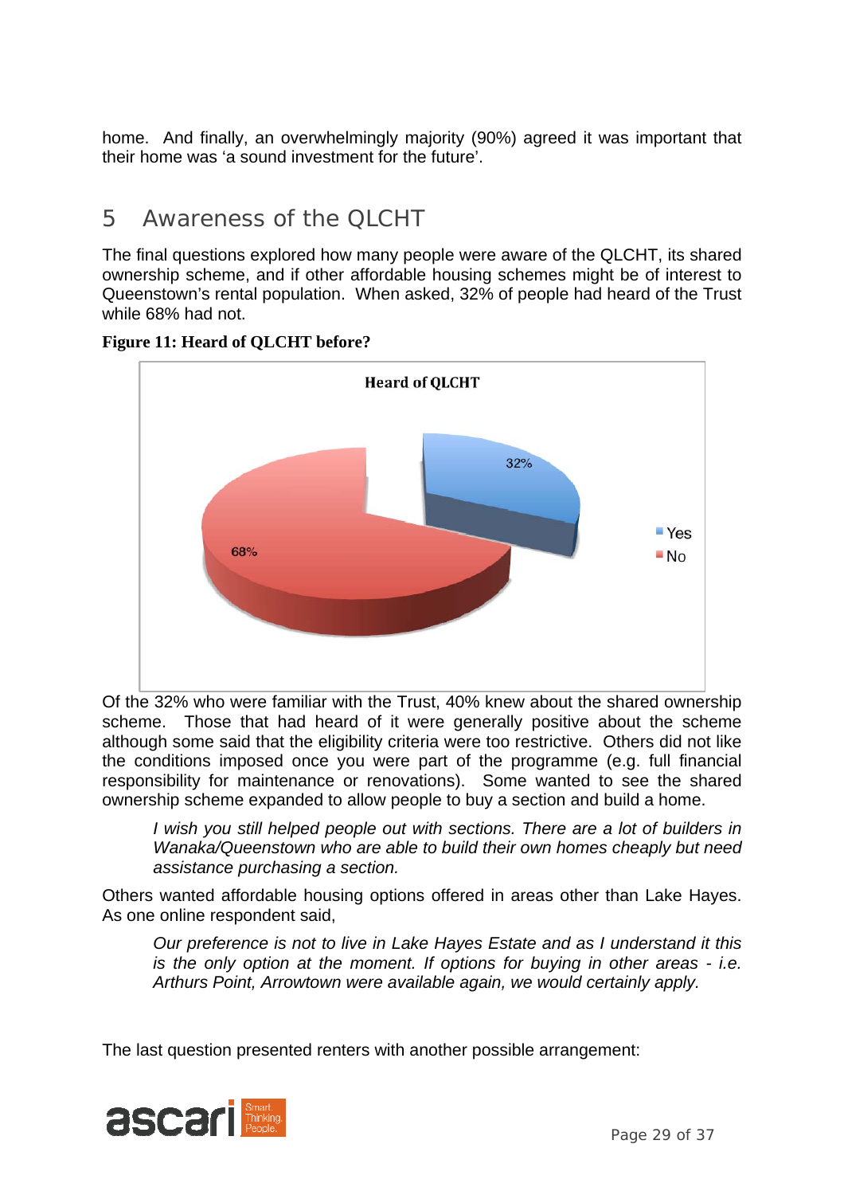home. And finally, an overwhelmingly majority (90%) agreed it was important that their home was 'a sound investment for the future'.

## 5 Awareness of the QLCHT

The final questions explored how many people were aware of the QLCHT, its shared ownership scheme, and if other affordable housing schemes might be of interest to Queenstown's rental population. When asked, 32% of people had heard of the Trust while 68% had not.

**Figure 11: Heard of QLCHT before?**

Of the 32% who were familiar with the Trust, 40% knew about the shared ownership scheme. Those that had heard of it were generally positive about the scheme although some said that the eligibility criteria were too restrictive. Others did not like the conditions imposed once you were part of the programme (e.g. full financial responsibility for maintenance or renovations). Some wanted to see the shared ownership scheme expanded to allow people to buy a section and build a home.

> *I wish you still helped people out with sections. There are a lot of builders in Wanaka/Queenstown who are able to build their own homes cheaply but need assistance purchasing a section.*

Others wanted affordable housing options offered in areas other than Lake Hayes. As one online respondent said,

> *Our preference is not to live in Lake Hayes Estate and as I understand it this is the only option at the moment. If options for buying in other areas - i.e. Arthurs Point, Arrowtown were available again, we would certainly apply.*

The last question presented renters with another possible arrangement: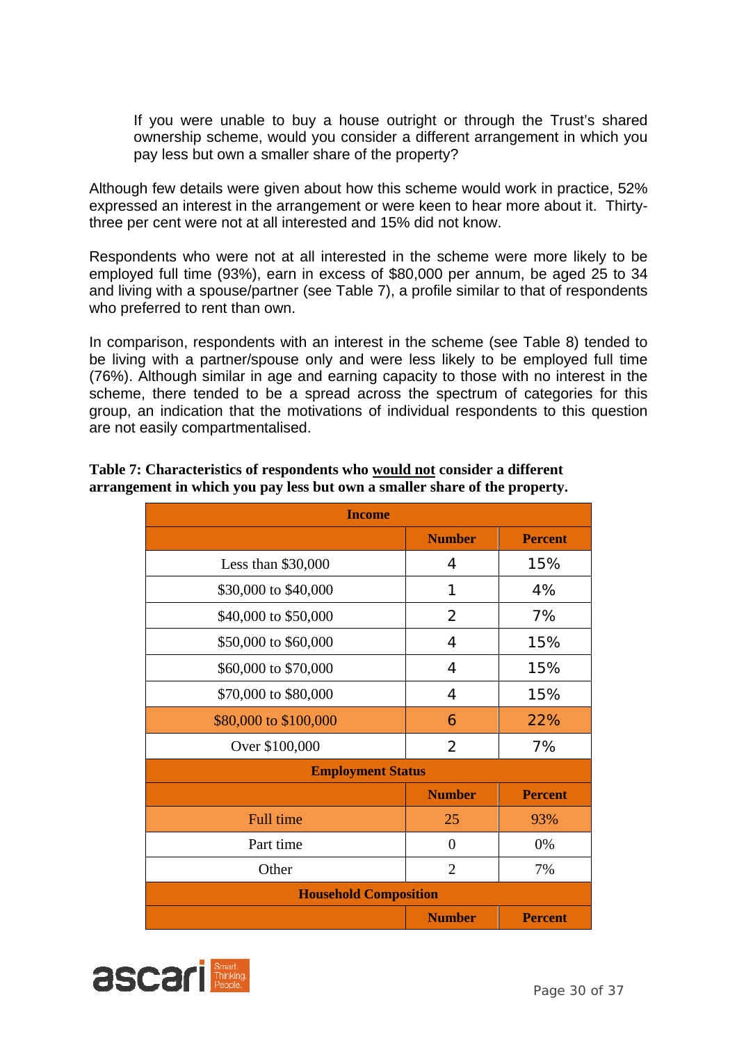> If you were unable to buy a house outright or through the Trust's shared ownership scheme, would you consider a different arrangement in which you pay less but own a smaller share of the property?

Although few details were given about how this scheme would work in practice, 52% expressed an interest in the arrangement or were keen to hear more about it. Thirty-three per cent were not at all interested and 15% did not know.

Respondents who were not at all interested in the scheme were more likely to be employed full time (93%), earn in excess of $80,000 per annum, be aged 25 to 34 and living with a spouse/partner (see Table 7), a profile similar to that of respondents who preferred to rent than own.

In comparison, respondents with an interest in the scheme (see Table 8) tended to be living with a partner/spouse only and were less likely to be employed full time (76%). Although similar in age and earning capacity to those with no interest in the scheme, there tended to be a spread across the spectrum of categories for this group, an indication that the motivations of individual respondents to this question are not easily compartmentalised.

**Table 7: Characteristics of respondents who would not consider a different arrangement in which you pay less but own a smaller share of the property.**

| Income | | |
|---|---|---|
| | **Number** | **Percent** |
| Less than $30,000 | 4 | 15% |
| $30,000 to $40,000 | 1 | 4% |
| $40,000 to $50,000 | 2 | 7% |
| $50,000 to $60,000 | 4 | 15% |
| $60,000 to $70,000 | 4 | 15% |
| $70,000 to $80,000 | 4 | 15% |
| $80,000 to $100,000 | 6 | 22% |
| Over $100,000 | 2 | 7% |
| **Employment Status** | | |
| | **Number** | **Percent** |
| Full time | 25 | 93% |
| Part time | 0 | 0% |
| Other | 2 | 7% |
| **Household Composition** | | |
| | **Number** | **Percent** |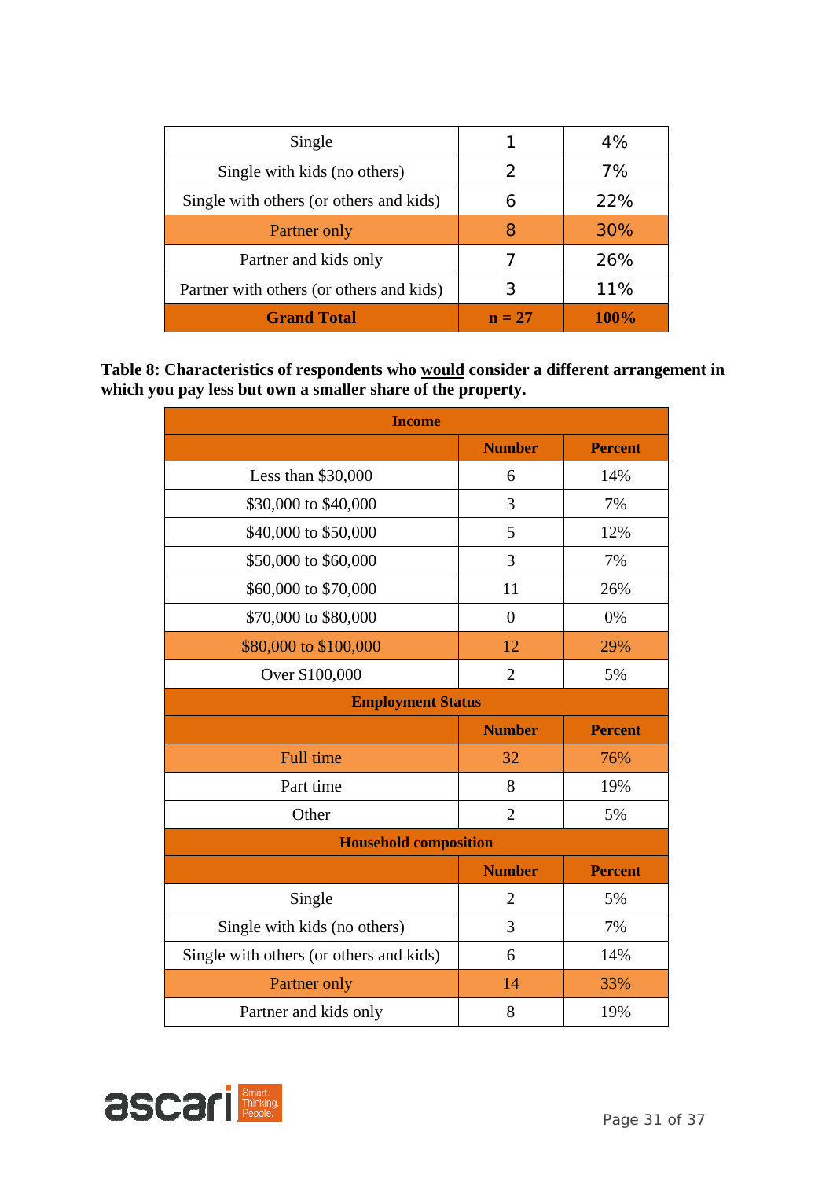| | | |
|---|---|---|
| Single | 1 | 4% |
| Single with kids (no others) | 2 | 7% |
| Single with others (or others and kids) | 6 | 22% |
| Partner only | 8 | 30% |
| Partner and kids only | 7 | 26% |
| Partner with others (or others and kids) | 3 | 11% |
| **Grand Total** | **n = 27** | **100%** |

**Table 8: Characteristics of respondents who would consider a different arrangement in which you pay less but own a smaller share of the property.**

| **Income** | | |
|---|---|---|
| | **Number** | **Percent** |
| Less than $30,000 | 6 | 14% |
| $30,000 to $40,000 | 3 | 7% |
| $40,000 to $50,000 | 5 | 12% |
| $50,000 to $60,000 | 3 | 7% |
| $60,000 to $70,000 | 11 | 26% |
| $70,000 to $80,000 | 0 | 0% |
| $80,000 to $100,000 | 12 | 29% |
| Over $100,000 | 2 | 5% |
| **Employment Status** | | |
| | **Number** | **Percent** |
| Full time | 32 | 76% |
| Part time | 8 | 19% |
| Other | 2 | 5% |
| **Household composition** | | |
| | **Number** | **Percent** |
| Single | 2 | 5% |
| Single with kids (no others) | 3 | 7% |
| Single with others (or others and kids) | 6 | 14% |
| Partner only | 14 | 33% |
| Partner and kids only | 8 | 19% |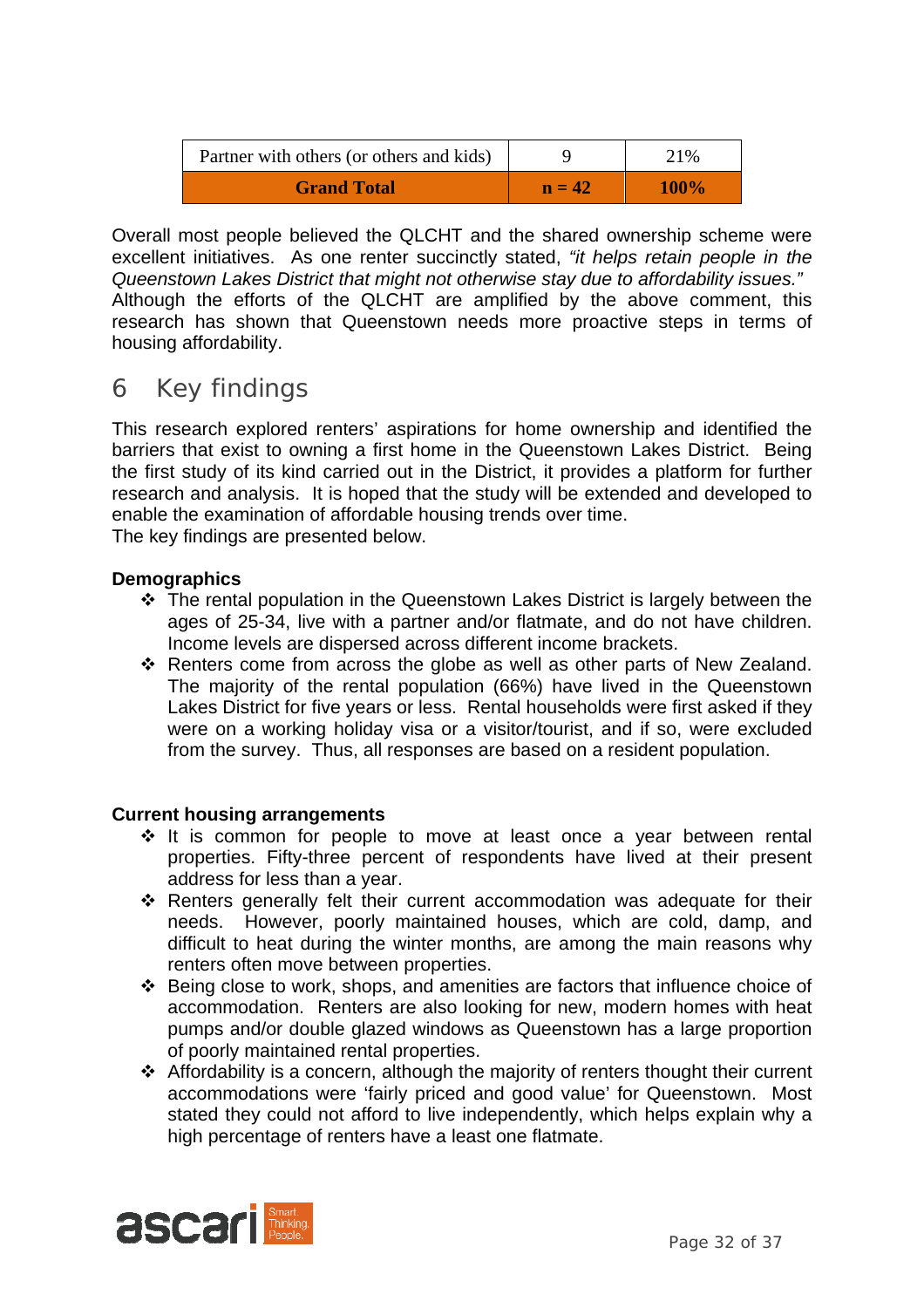| Partner with others (or others and kids) | 9 | 21% |
|---|---|---|
| **Grand Total** | **n = 42** | **100%** |

Overall most people believed the QLCHT and the shared ownership scheme were excellent initiatives. As one renter succinctly stated, *"it helps retain people in the Queenstown Lakes District that might not otherwise stay due to affordability issues."* Although the efforts of the QLCHT are amplified by the above comment, this research has shown that Queenstown needs more proactive steps in terms of housing affordability.

# 6 Key findings

This research explored renters' aspirations for home ownership and identified the barriers that exist to owning a first home in the Queenstown Lakes District. Being the first study of its kind carried out in the District, it provides a platform for further research and analysis. It is hoped that the study will be extended and developed to enable the examination of affordable housing trends over time.
The key findings are presented below.

**Demographics**

- The rental population in the Queenstown Lakes District is largely between the ages of 25-34, live with a partner and/or flatmate, and do not have children. Income levels are dispersed across different income brackets.
- Renters come from across the globe as well as other parts of New Zealand. The majority of the rental population (66%) have lived in the Queenstown Lakes District for five years or less. Rental households were first asked if they were on a working holiday visa or a visitor/tourist, and if so, were excluded from the survey. Thus, all responses are based on a resident population.

**Current housing arrangements**

- It is common for people to move at least once a year between rental properties. Fifty-three percent of respondents have lived at their present address for less than a year.
- Renters generally felt their current accommodation was adequate for their needs. However, poorly maintained houses, which are cold, damp, and difficult to heat during the winter months, are among the main reasons why renters often move between properties.
- Being close to work, shops, and amenities are factors that influence choice of accommodation. Renters are also looking for new, modern homes with heat pumps and/or double glazed windows as Queenstown has a large proportion of poorly maintained rental properties.
- Affordability is a concern, although the majority of renters thought their current accommodations were 'fairly priced and good value' for Queenstown. Most stated they could not afford to live independently, which helps explain why a high percentage of renters have a least one flatmate.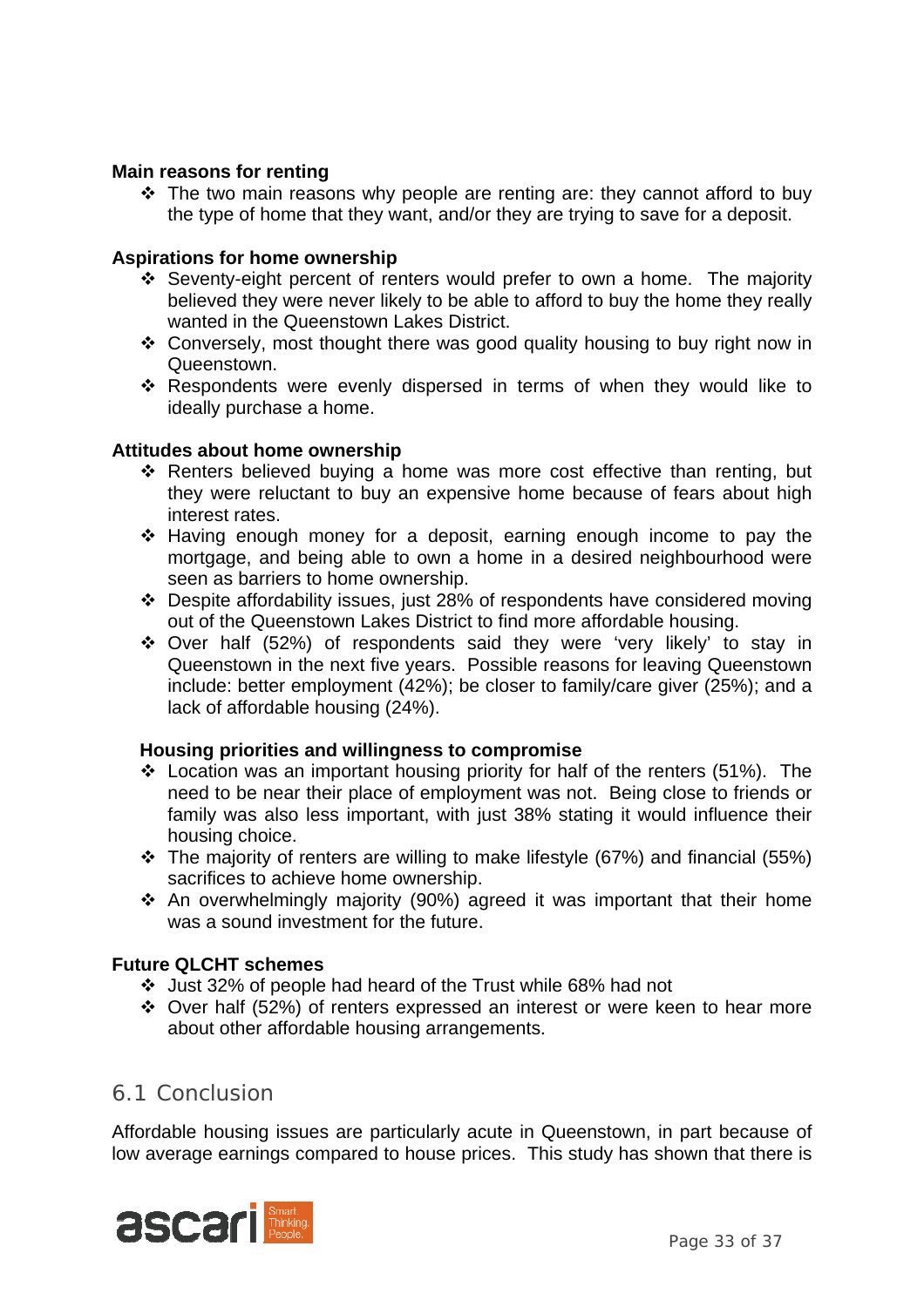**Main reasons for renting**

- The two main reasons why people are renting are: they cannot afford to buy the type of home that they want, and/or they are trying to save for a deposit.

**Aspirations for home ownership**

- Seventy-eight percent of renters would prefer to own a home. The majority believed they were never likely to be able to afford to buy the home they really wanted in the Queenstown Lakes District.
- Conversely, most thought there was good quality housing to buy right now in Queenstown.
- Respondents were evenly dispersed in terms of when they would like to ideally purchase a home.

**Attitudes about home ownership**

- Renters believed buying a home was more cost effective than renting, but they were reluctant to buy an expensive home because of fears about high interest rates.
- Having enough money for a deposit, earning enough income to pay the mortgage, and being able to own a home in a desired neighbourhood were seen as barriers to home ownership.
- Despite affordability issues, just 28% of respondents have considered moving out of the Queenstown Lakes District to find more affordable housing.
- Over half (52%) of respondents said they were 'very likely' to stay in Queenstown in the next five years. Possible reasons for leaving Queenstown include: better employment (42%); be closer to family/care giver (25%); and a lack of affordable housing (24%).

**Housing priorities and willingness to compromise**

- Location was an important housing priority for half of the renters (51%). The need to be near their place of employment was not. Being close to friends or family was also less important, with just 38% stating it would influence their housing choice.
- The majority of renters are willing to make lifestyle (67%) and financial (55%) sacrifices to achieve home ownership.
- An overwhelmingly majority (90%) agreed it was important that their home was a sound investment for the future.

**Future QLCHT schemes**

- Just 32% of people had heard of the Trust while 68% had not
- Over half (52%) of renters expressed an interest or were keen to hear more about other affordable housing arrangements.

## 6.1 Conclusion

Affordable housing issues are particularly acute in Queenstown, in part because of low average earnings compared to house prices. This study has shown that there is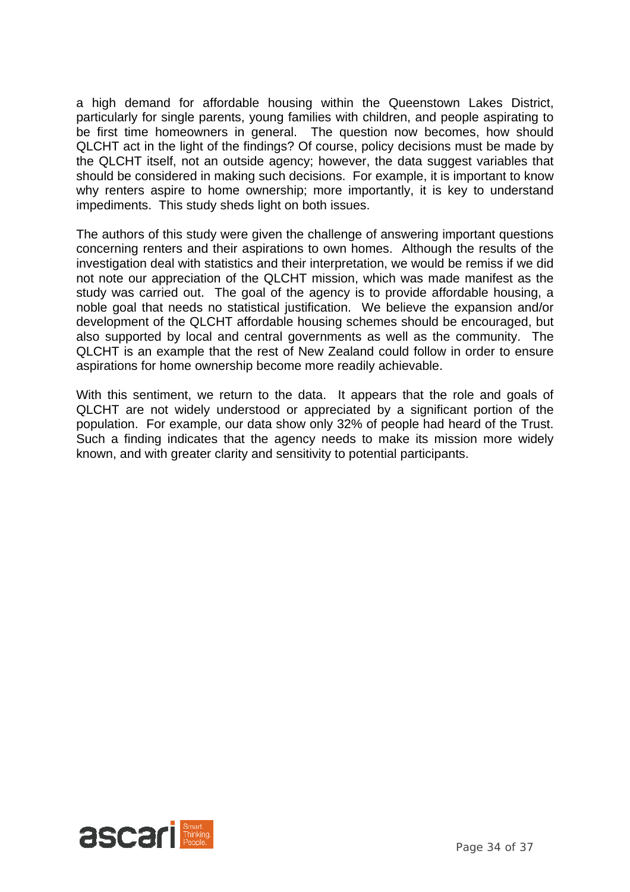a high demand for affordable housing within the Queenstown Lakes District, particularly for single parents, young families with children, and people aspiring to be first time homeowners in general. The question now becomes, how should QLCHT act in the light of the findings? Of course, policy decisions must be made by the QLCHT itself, not an outside agency; however, the data suggest variables that should be considered in making such decisions. For example, it is important to know why renters aspire to home ownership; more importantly, it is key to understand impediments. This study sheds light on both issues.

The authors of this study were given the challenge of answering important questions concerning renters and their aspirations to own homes. Although the results of the investigation deal with statistics and their interpretation, we would be remiss if we did not note our appreciation of the QLCHT mission, which was made manifest as the study was carried out. The goal of the agency is to provide affordable housing, a noble goal that needs no statistical justification. We believe the expansion and/or development of the QLCHT affordable housing schemes should be encouraged, but also supported by local and central governments as well as the community. The QLCHT is an example that the rest of New Zealand could follow in order to ensure aspirations for home ownership become more readily achievable.

With this sentiment, we return to the data. It appears that the role and goals of QLCHT are not widely understood or appreciated by a significant portion of the population. For example, our data show only 32% of people had heard of the Trust. Such a finding indicates that the agency needs to make its mission more widely known, and with greater clarity and sensitivity to potential participants.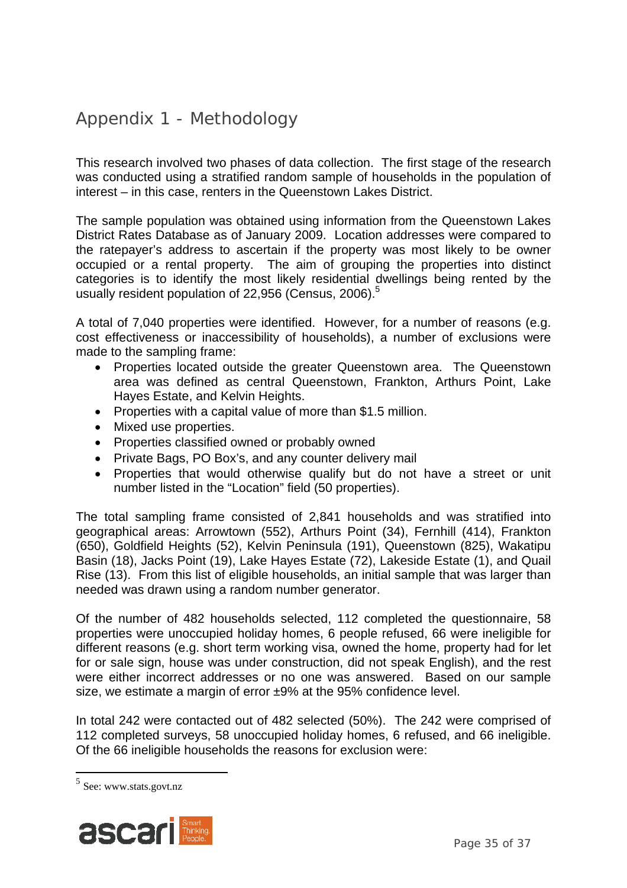# Appendix 1 - Methodology

This research involved two phases of data collection. The first stage of the research was conducted using a stratified random sample of households in the population of interest – in this case, renters in the Queenstown Lakes District.

The sample population was obtained using information from the Queenstown Lakes District Rates Database as of January 2009. Location addresses were compared to the ratepayer's address to ascertain if the property was most likely to be owner occupied or a rental property. The aim of grouping the properties into distinct categories is to identify the most likely residential dwellings being rented by the usually resident population of 22,956 (Census, 2006).[5]

A total of 7,040 properties were identified. However, for a number of reasons (e.g. cost effectiveness or inaccessibility of households), a number of exclusions were made to the sampling frame:

- Properties located outside the greater Queenstown area. The Queenstown area was defined as central Queenstown, Frankton, Arthurs Point, Lake Hayes Estate, and Kelvin Heights.
- Properties with a capital value of more than $1.5 million.
- Mixed use properties.
- Properties classified owned or probably owned
- Private Bags, PO Box's, and any counter delivery mail
- Properties that would otherwise qualify but do not have a street or unit number listed in the "Location" field (50 properties).

The total sampling frame consisted of 2,841 households and was stratified into geographical areas: Arrowtown (552), Arthurs Point (34), Fernhill (414), Frankton (650), Goldfield Heights (52), Kelvin Peninsula (191), Queenstown (825), Wakatipu Basin (18), Jacks Point (19), Lake Hayes Estate (72), Lakeside Estate (1), and Quail Rise (13). From this list of eligible households, an initial sample that was larger than needed was drawn using a random number generator.

Of the number of 482 households selected, 112 completed the questionnaire, 58 properties were unoccupied holiday homes, 6 people refused, 66 were ineligible for different reasons (e.g. short term working visa, owned the home, property had for let for or sale sign, house was under construction, did not speak English), and the rest were either incorrect addresses or no one was answered. Based on our sample size, we estimate a margin of error ±9% at the 95% confidence level.

In total 242 were contacted out of 482 selected (50%). The 242 were comprised of 112 completed surveys, 58 unoccupied holiday homes, 6 refused, and 66 ineligible. Of the 66 ineligible households the reasons for exclusion were:

[5] See: www.stats.govt.nz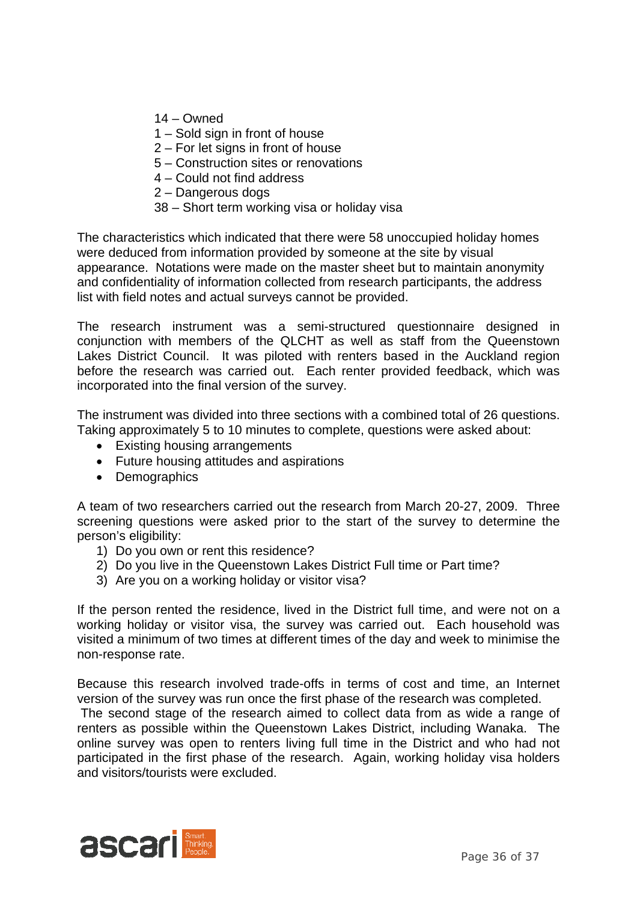14 – Owned
1 – Sold sign in front of house
2 – For let signs in front of house
5 – Construction sites or renovations
4 – Could not find address
2 – Dangerous dogs
38 – Short term working visa or holiday visa

The characteristics which indicated that there were 58 unoccupied holiday homes were deduced from information provided by someone at the site by visual appearance. Notations were made on the master sheet but to maintain anonymity and confidentiality of information collected from research participants, the address list with field notes and actual surveys cannot be provided.

The research instrument was a semi-structured questionnaire designed in conjunction with members of the QLCHT as well as staff from the Queenstown Lakes District Council. It was piloted with renters based in the Auckland region before the research was carried out. Each renter provided feedback, which was incorporated into the final version of the survey.

The instrument was divided into three sections with a combined total of 26 questions. Taking approximately 5 to 10 minutes to complete, questions were asked about:

- Existing housing arrangements
- Future housing attitudes and aspirations
- Demographics

A team of two researchers carried out the research from March 20-27, 2009. Three screening questions were asked prior to the start of the survey to determine the person's eligibility:

1) Do you own or rent this residence?
2) Do you live in the Queenstown Lakes District Full time or Part time?
3) Are you on a working holiday or visitor visa?

If the person rented the residence, lived in the District full time, and were not on a working holiday or visitor visa, the survey was carried out. Each household was visited a minimum of two times at different times of the day and week to minimise the non-response rate.

Because this research involved trade-offs in terms of cost and time, an Internet version of the survey was run once the first phase of the research was completed. The second stage of the research aimed to collect data from as wide a range of renters as possible within the Queenstown Lakes District, including Wanaka. The online survey was open to renters living full time in the District and who had not participated in the first phase of the research. Again, working holiday visa holders and visitors/tourists were excluded.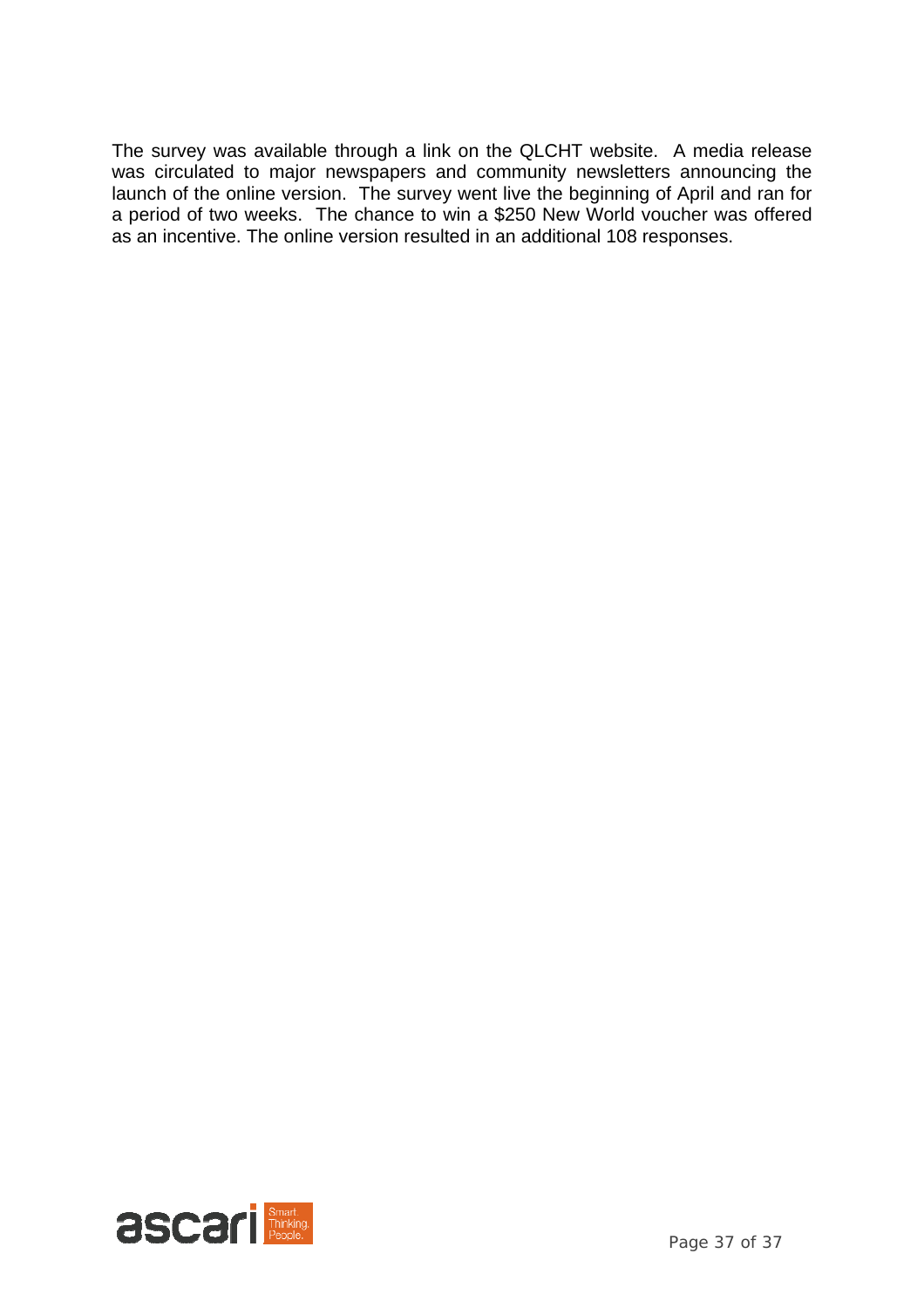The survey was available through a link on the QLCHT website. A media release was circulated to major newspapers and community newsletters announcing the launch of the online version. The survey went live the beginning of April and ran for a period of two weeks. The chance to win a $250 New World voucher was offered as an incentive. The online version resulted in an additional 108 responses.